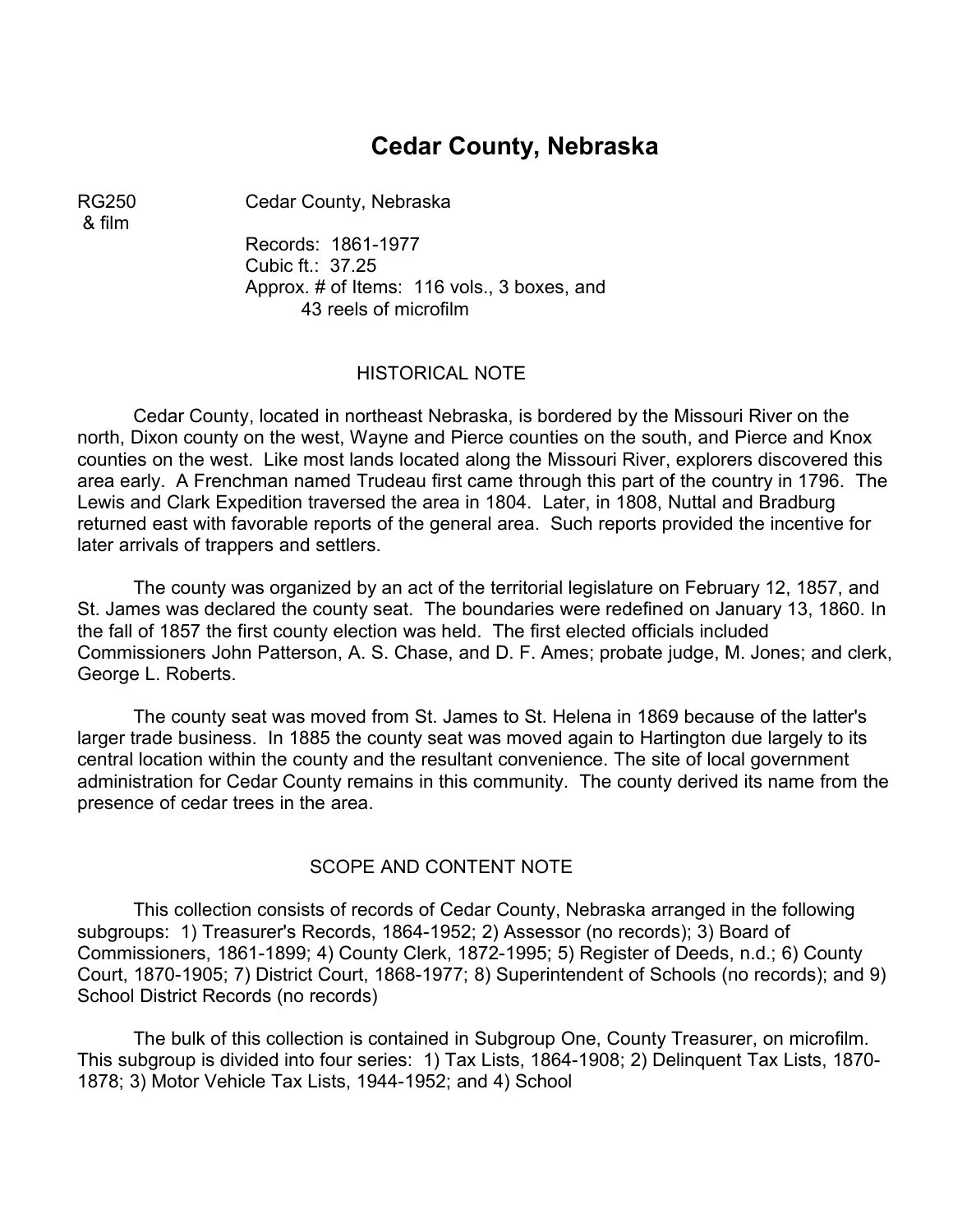# Cedar County, Nebraska

RG250 & film — Cedar County, Nebraska

Records: 1861-1977
Cubic ft.: 37.25
Approx. # of Items: 116 vols., 3 boxes, and 43 reels of microfilm

## HISTORICAL NOTE

Cedar County, located in northeast Nebraska, is bordered by the Missouri River on the north, Dixon county on the west, Wayne and Pierce counties on the south, and Pierce and Knox counties on the west. Like most lands located along the Missouri River, explorers discovered this area early. A Frenchman named Trudeau first came through this part of the country in 1796. The Lewis and Clark Expedition traversed the area in 1804. Later, in 1808, Nuttal and Bradburg returned east with favorable reports of the general area. Such reports provided the incentive for later arrivals of trappers and settlers.

The county was organized by an act of the territorial legislature on February 12, 1857, and St. James was declared the county seat. The boundaries were redefined on January 13, 1860. In the fall of 1857 the first county election was held. The first elected officials included Commissioners John Patterson, A. S. Chase, and D. F. Ames; probate judge, M. Jones; and clerk, George L. Roberts.

The county seat was moved from St. James to St. Helena in 1869 because of the latter's larger trade business. In 1885 the county seat was moved again to Hartington due largely to its central location within the county and the resultant convenience. The site of local government administration for Cedar County remains in this community. The county derived its name from the presence of cedar trees in the area.

## SCOPE AND CONTENT NOTE

This collection consists of records of Cedar County, Nebraska arranged in the following subgroups: 1) Treasurer's Records, 1864-1952; 2) Assessor (no records); 3) Board of Commissioners, 1861-1899; 4) County Clerk, 1872-1995; 5) Register of Deeds, n.d.; 6) County Court, 1870-1905; 7) District Court, 1868-1977; 8) Superintendent of Schools (no records); and 9) School District Records (no records)

The bulk of this collection is contained in Subgroup One, County Treasurer, on microfilm. This subgroup is divided into four series: 1) Tax Lists, 1864-1908; 2) Delinquent Tax Lists, 1870-1878; 3) Motor Vehicle Tax Lists, 1944-1952; and 4) School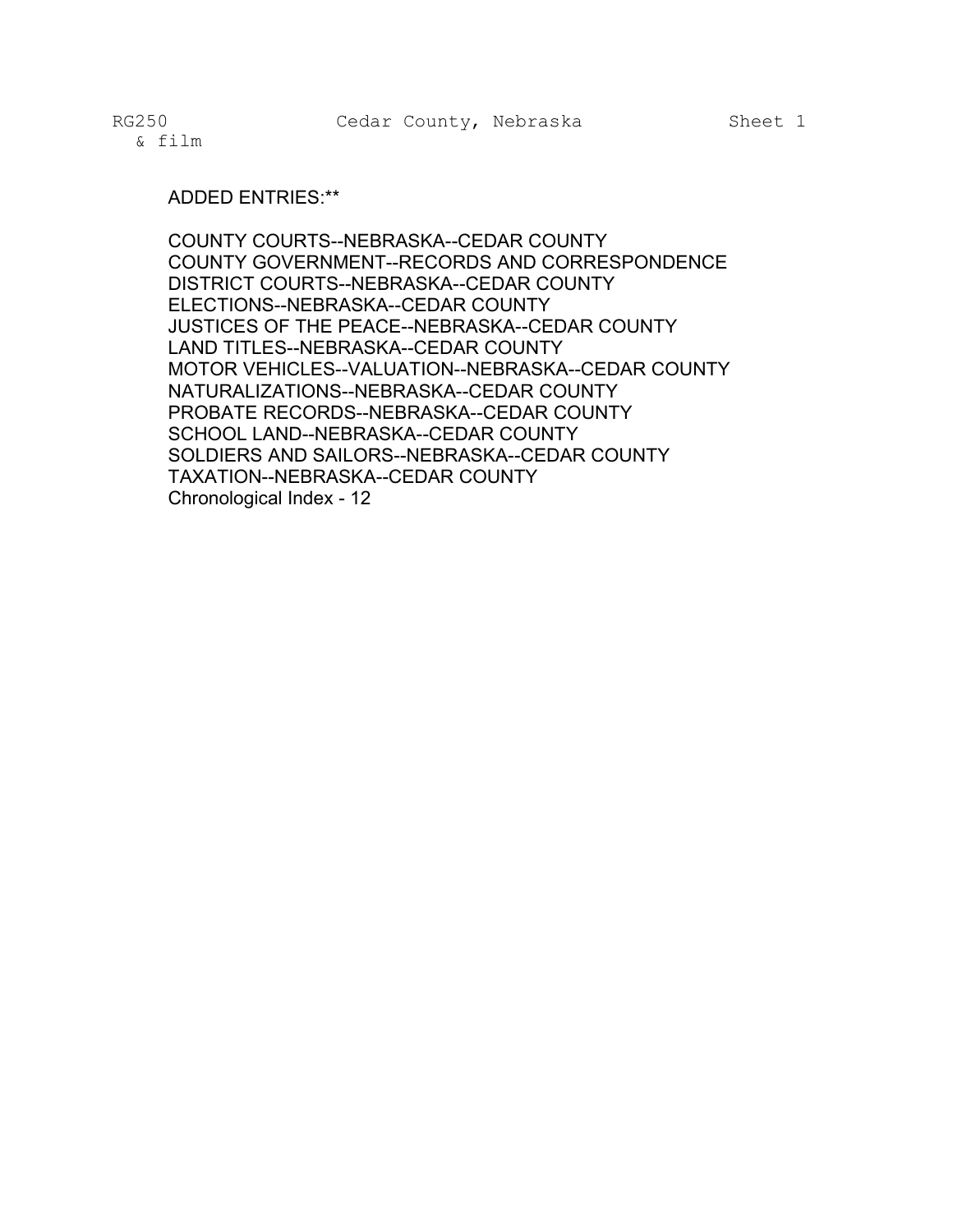RG250 & film — Cedar County, Nebraska — Sheet 1

ADDED ENTRIES:**

COUNTY COURTS--NEBRASKA--CEDAR COUNTY
COUNTY GOVERNMENT--RECORDS AND CORRESPONDENCE
DISTRICT COURTS--NEBRASKA--CEDAR COUNTY
ELECTIONS--NEBRASKA--CEDAR COUNTY
JUSTICES OF THE PEACE--NEBRASKA--CEDAR COUNTY
LAND TITLES--NEBRASKA--CEDAR COUNTY
MOTOR VEHICLES--VALUATION--NEBRASKA--CEDAR COUNTY
NATURALIZATIONS--NEBRASKA--CEDAR COUNTY
PROBATE RECORDS--NEBRASKA--CEDAR COUNTY
SCHOOL LAND--NEBRASKA--CEDAR COUNTY
SOLDIERS AND SAILORS--NEBRASKA--CEDAR COUNTY
TAXATION--NEBRASKA--CEDAR COUNTY
Chronological Index - 12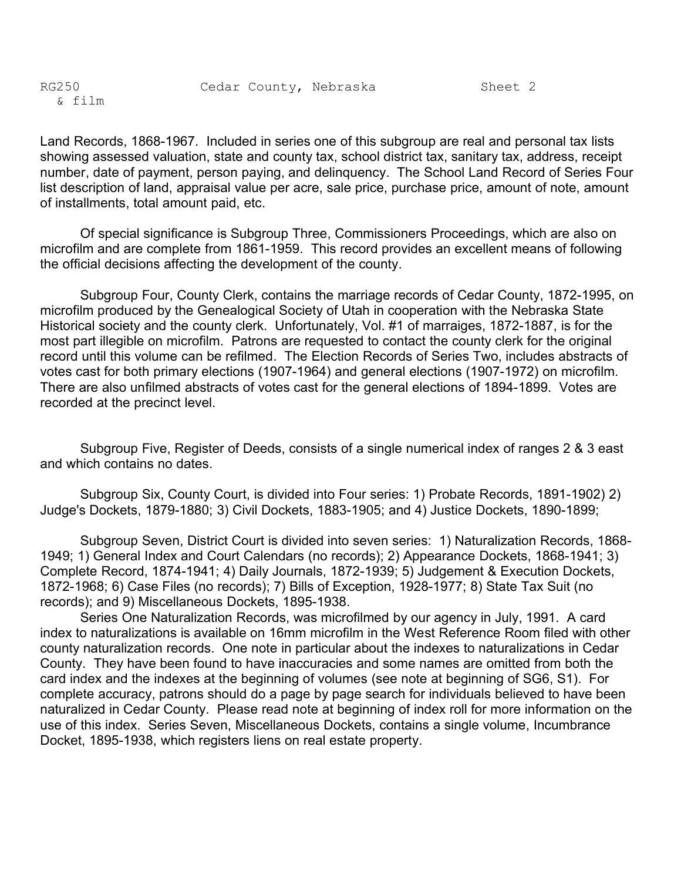Land Records, 1868-1967. Included in series one of this subgroup are real and personal tax lists showing assessed valuation, state and county tax, school district tax, sanitary tax, address, receipt number, date of payment, person paying, and delinquency. The School Land Record of Series Four list description of land, appraisal value per acre, sale price, purchase price, amount of note, amount of installments, total amount paid, etc.

Of special significance is Subgroup Three, Commissioners Proceedings, which are also on microfilm and are complete from 1861-1959. This record provides an excellent means of following the official decisions affecting the development of the county.

Subgroup Four, County Clerk, contains the marriage records of Cedar County, 1872-1995, on microfilm produced by the Genealogical Society of Utah in cooperation with the Nebraska State Historical society and the county clerk. Unfortunately, Vol. #1 of marraiges, 1872-1887, is for the most part illegible on microfilm. Patrons are requested to contact the county clerk for the original record until this volume can be refilmed. The Election Records of Series Two, includes abstracts of votes cast for both primary elections (1907-1964) and general elections (1907-1972) on microfilm. There are also unfilmed abstracts of votes cast for the general elections of 1894-1899. Votes are recorded at the precinct level.

Subgroup Five, Register of Deeds, consists of a single numerical index of ranges 2 & 3 east and which contains no dates.

Subgroup Six, County Court, is divided into Four series: 1) Probate Records, 1891-1902) 2) Judge's Dockets, 1879-1880; 3) Civil Dockets, 1883-1905; and 4) Justice Dockets, 1890-1899;

Subgroup Seven, District Court is divided into seven series: 1) Naturalization Records, 1868-1949; 1) General Index and Court Calendars (no records); 2) Appearance Dockets, 1868-1941; 3) Complete Record, 1874-1941; 4) Daily Journals, 1872-1939; 5) Judgement & Execution Dockets, 1872-1968; 6) Case Files (no records); 7) Bills of Exception, 1928-1977; 8) State Tax Suit (no records); and 9) Miscellaneous Dockets, 1895-1938.

Series One Naturalization Records, was microfilmed by our agency in July, 1991. A card index to naturalizations is available on 16mm microfilm in the West Reference Room filed with other county naturalization records. One note in particular about the indexes to naturalizations in Cedar County. They have been found to have inaccuracies and some names are omitted from both the card index and the indexes at the beginning of volumes (see note at beginning of SG6, S1). For complete accuracy, patrons should do a page by page search for individuals believed to have been naturalized in Cedar County. Please read note at beginning of index roll for more information on the use of this index. Series Seven, Miscellaneous Dockets, contains a single volume, Incumbrance Docket, 1895-1938, which registers liens on real estate property.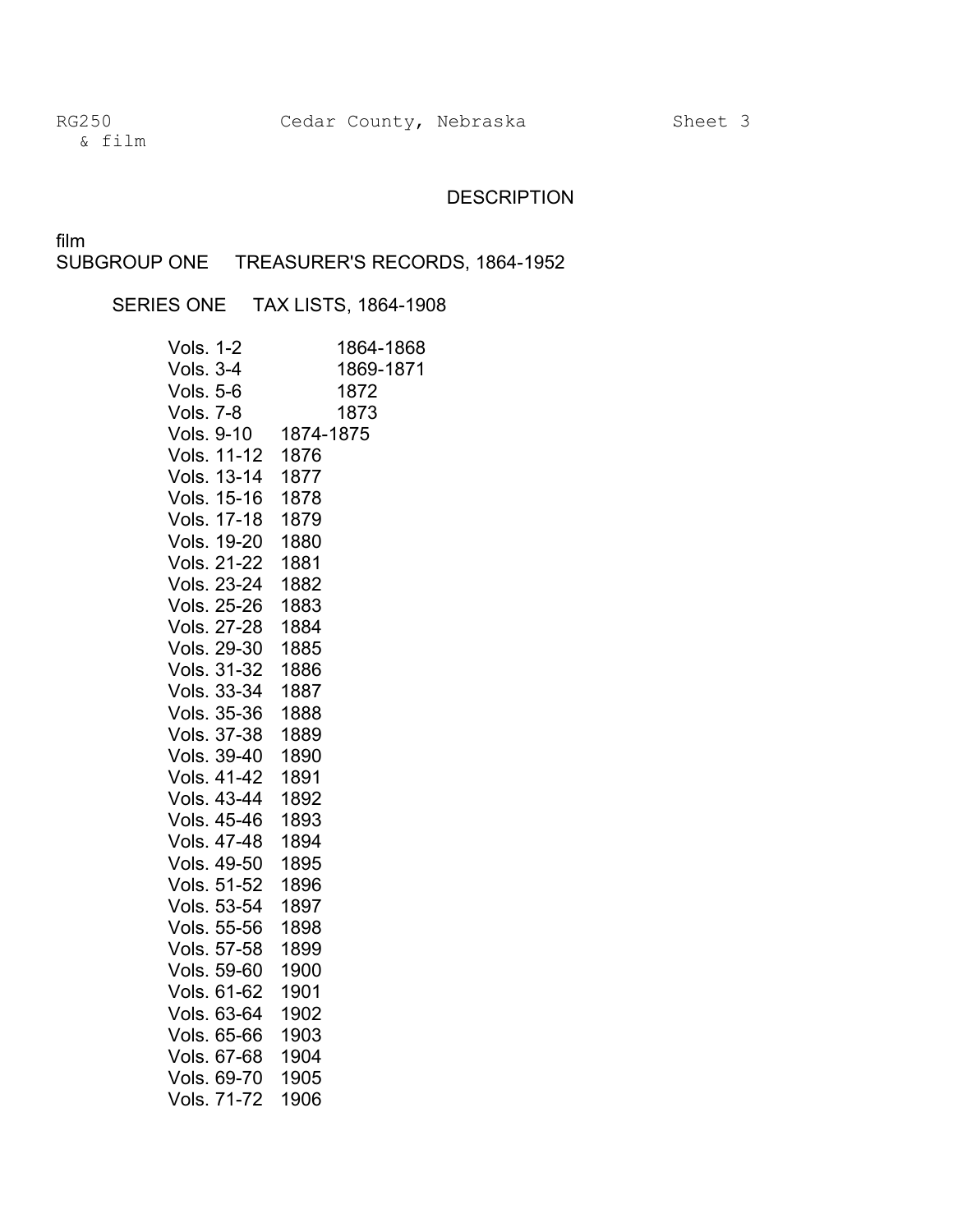RG250 & film — Cedar County, Nebraska — Sheet 3

## DESCRIPTION

film

### SUBGROUP ONE TREASURER'S RECORDS, 1864-1952

#### SERIES ONE TAX LISTS, 1864-1908

| | |
|---|---|
| Vols. 1-2 | 1864-1868 |
| Vols. 3-4 | 1869-1871 |
| Vols. 5-6 | 1872 |
| Vols. 7-8 | 1873 |
| Vols. 9-10 | 1874-1875 |
| Vols. 11-12 | 1876 |
| Vols. 13-14 | 1877 |
| Vols. 15-16 | 1878 |
| Vols. 17-18 | 1879 |
| Vols. 19-20 | 1880 |
| Vols. 21-22 | 1881 |
| Vols. 23-24 | 1882 |
| Vols. 25-26 | 1883 |
| Vols. 27-28 | 1884 |
| Vols. 29-30 | 1885 |
| Vols. 31-32 | 1886 |
| Vols. 33-34 | 1887 |
| Vols. 35-36 | 1888 |
| Vols. 37-38 | 1889 |
| Vols. 39-40 | 1890 |
| Vols. 41-42 | 1891 |
| Vols. 43-44 | 1892 |
| Vols. 45-46 | 1893 |
| Vols. 47-48 | 1894 |
| Vols. 49-50 | 1895 |
| Vols. 51-52 | 1896 |
| Vols. 53-54 | 1897 |
| Vols. 55-56 | 1898 |
| Vols. 57-58 | 1899 |
| Vols. 59-60 | 1900 |
| Vols. 61-62 | 1901 |
| Vols. 63-64 | 1902 |
| Vols. 65-66 | 1903 |
| Vols. 67-68 | 1904 |
| Vols. 69-70 | 1905 |
| Vols. 71-72 | 1906 |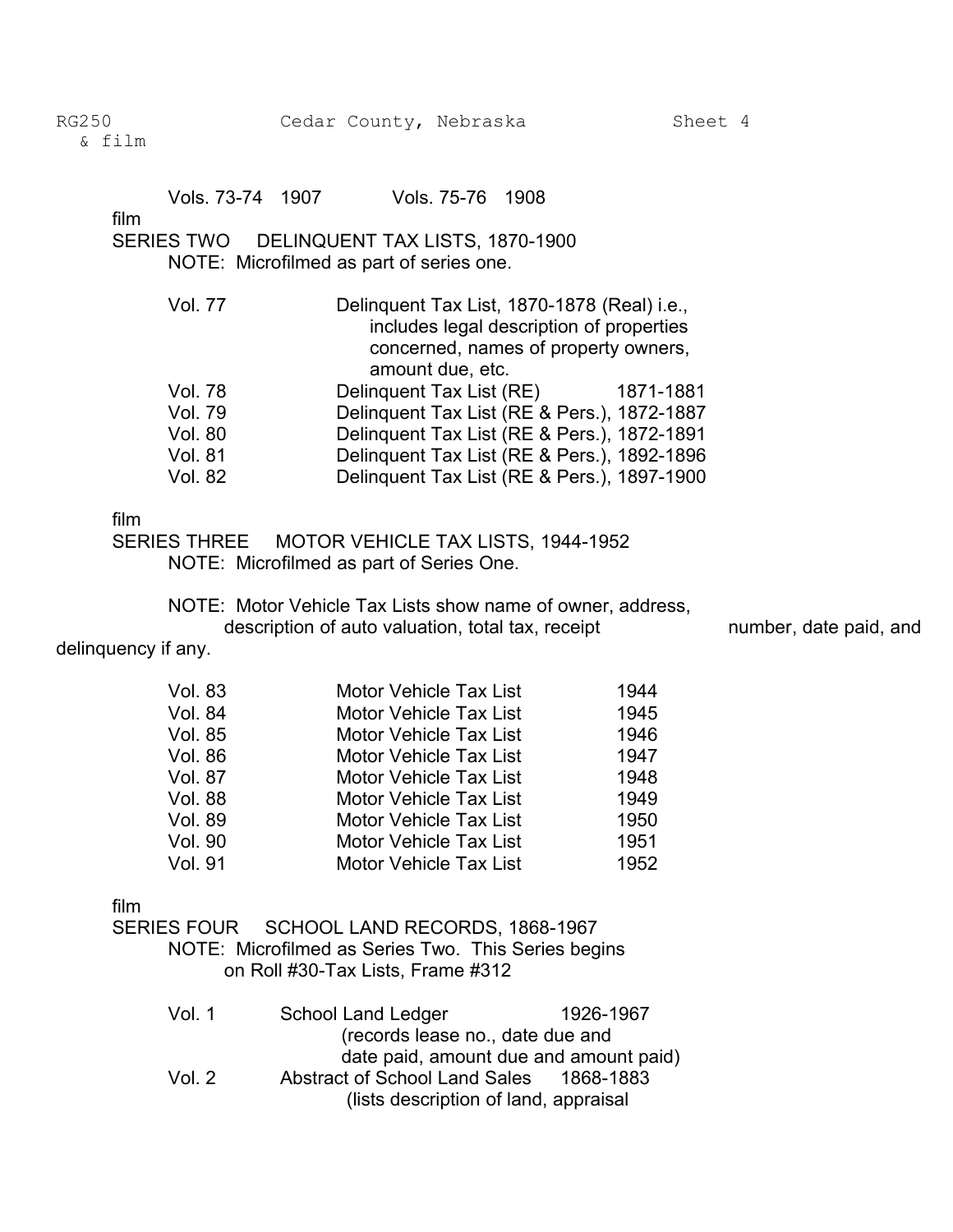Vols. 73-74 1907 Vols. 75-76 1908

film

SERIES TWO DELINQUENT TAX LISTS, 1870-1900

NOTE: Microfilmed as part of series one.

| | |
|---|---|
| Vol. 77 | Delinquent Tax List, 1870-1878 (Real) i.e., includes legal description of properties concerned, names of property owners, amount due, etc. |
| Vol. 78 | Delinquent Tax List (RE) 1871-1881 |
| Vol. 79 | Delinquent Tax List (RE & Pers.), 1872-1887 |
| Vol. 80 | Delinquent Tax List (RE & Pers.), 1872-1891 |
| Vol. 81 | Delinquent Tax List (RE & Pers.), 1892-1896 |
| Vol. 82 | Delinquent Tax List (RE & Pers.), 1897-1900 |

film

SERIES THREE MOTOR VEHICLE TAX LISTS, 1944-1952

NOTE: Microfilmed as part of Series One.

NOTE: Motor Vehicle Tax Lists show name of owner, address, description of auto valuation, total tax, receipt number, date paid, and delinquency if any.

| | | |
|---|---|---|
| Vol. 83 | Motor Vehicle Tax List | 1944 |
| Vol. 84 | Motor Vehicle Tax List | 1945 |
| Vol. 85 | Motor Vehicle Tax List | 1946 |
| Vol. 86 | Motor Vehicle Tax List | 1947 |
| Vol. 87 | Motor Vehicle Tax List | 1948 |
| Vol. 88 | Motor Vehicle Tax List | 1949 |
| Vol. 89 | Motor Vehicle Tax List | 1950 |
| Vol. 90 | Motor Vehicle Tax List | 1951 |
| Vol. 91 | Motor Vehicle Tax List | 1952 |

film

SERIES FOUR SCHOOL LAND RECORDS, 1868-1967

NOTE: Microfilmed as Series Two. This Series begins on Roll #30-Tax Lists, Frame #312

| | | |
|---|---|---|
| Vol. 1 | School Land Ledger (records lease no., date due and date paid, amount due and amount paid) | 1926-1967 |
| Vol. 2 | Abstract of School Land Sales (lists description of land, appraisal | 1868-1883 |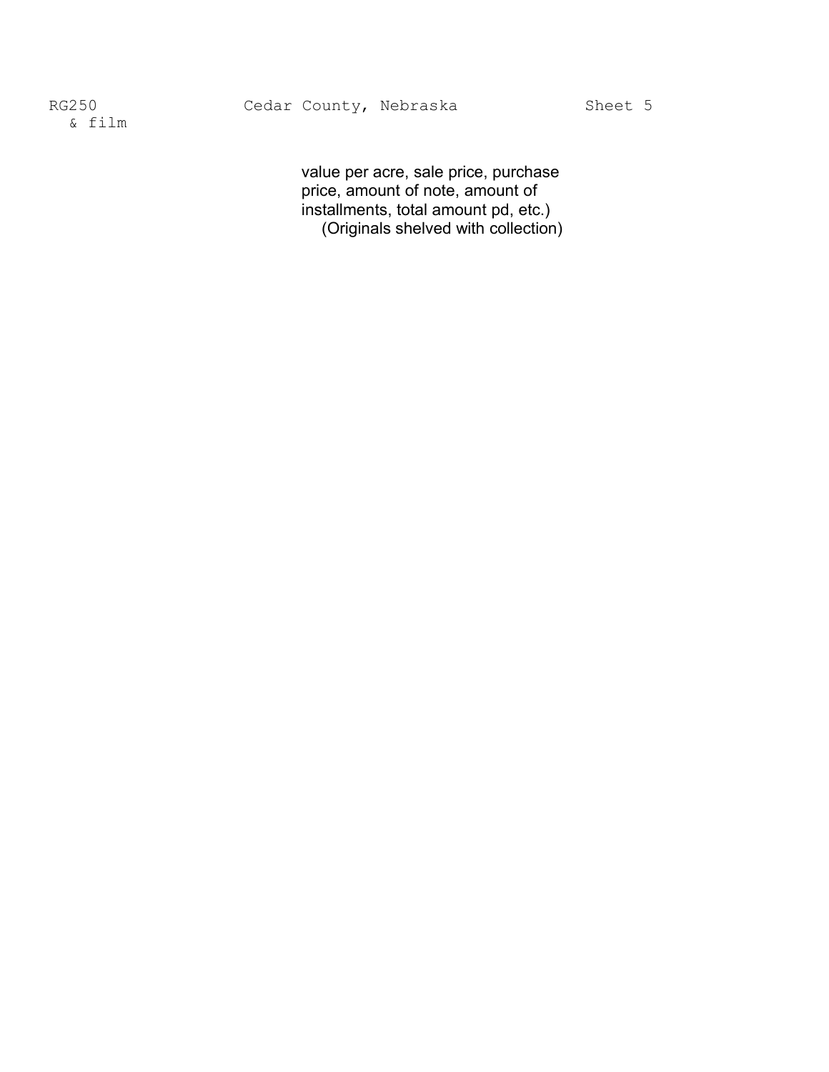value per acre, sale price, purchase price, amount of note, amount of installments, total amount pd, etc.)
(Originals shelved with collection)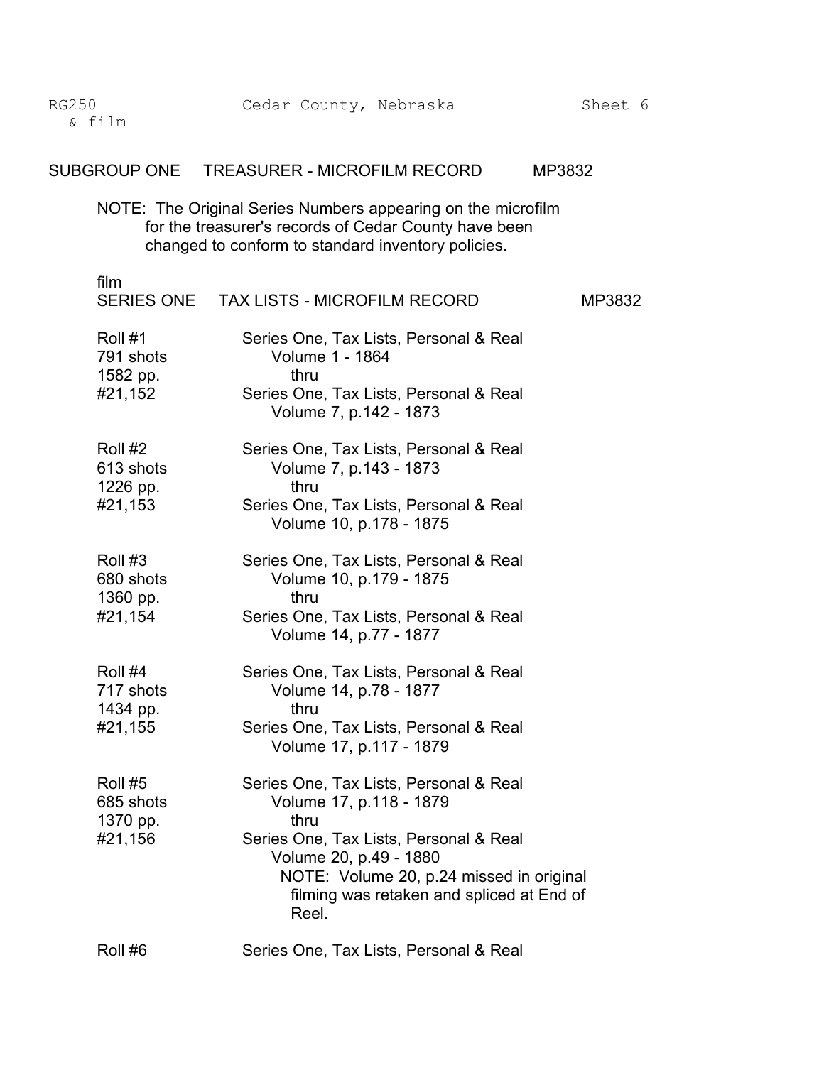RG250 & film — Cedar County, Nebraska — Sheet 6

## SUBGROUP ONE TREASURER - MICROFILM RECORD MP3832

NOTE: The Original Series Numbers appearing on the microfilm for the treasurer's records of Cedar County have been changed to conform to standard inventory policies.

### film SERIES ONE TAX LISTS - MICROFILM RECORD MP3832

| | |
|---|---|
| Roll #1<br>791 shots<br>1582 pp.<br>#21,152 | Series One, Tax Lists, Personal & Real<br>Volume 1 - 1864<br>thru<br>Series One, Tax Lists, Personal & Real<br>Volume 7, p.142 - 1873 |
| Roll #2<br>613 shots<br>1226 pp.<br>#21,153 | Series One, Tax Lists, Personal & Real<br>Volume 7, p.143 - 1873<br>thru<br>Series One, Tax Lists, Personal & Real<br>Volume 10, p.178 - 1875 |
| Roll #3<br>680 shots<br>1360 pp.<br>#21,154 | Series One, Tax Lists, Personal & Real<br>Volume 10, p.179 - 1875<br>thru<br>Series One, Tax Lists, Personal & Real<br>Volume 14, p.77 - 1877 |
| Roll #4<br>717 shots<br>1434 pp.<br>#21,155 | Series One, Tax Lists, Personal & Real<br>Volume 14, p.78 - 1877<br>thru<br>Series One, Tax Lists, Personal & Real<br>Volume 17, p.117 - 1879 |
| Roll #5<br>685 shots<br>1370 pp.<br>#21,156 | Series One, Tax Lists, Personal & Real<br>Volume 17, p.118 - 1879<br>thru<br>Series One, Tax Lists, Personal & Real<br>Volume 20, p.49 - 1880<br>NOTE: Volume 20, p.24 missed in original filming was retaken and spliced at End of Reel. |
| Roll #6 | Series One, Tax Lists, Personal & Real |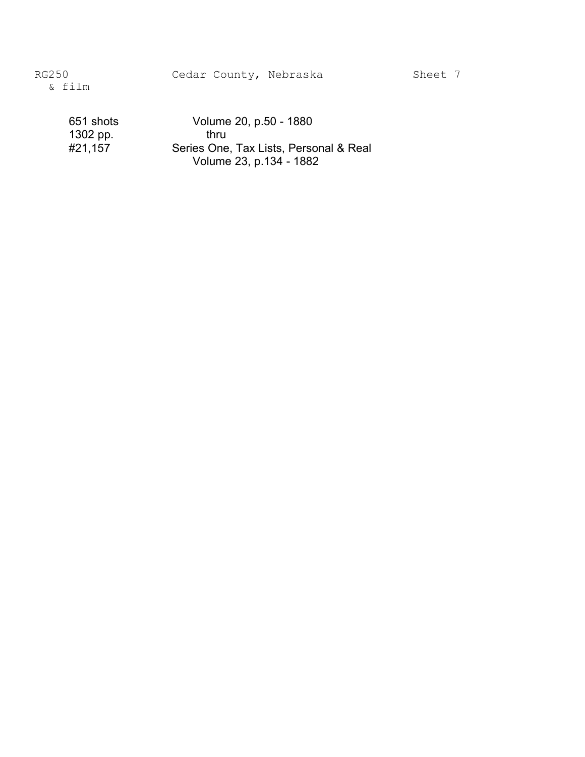RG250 & film — Cedar County, Nebraska — Sheet 7

| | |
|---|---|
| 651 shots | Volume 20, p.50 - 1880 |
| 1302 pp. | thru |
| #21,157 | Series One, Tax Lists, Personal & Real |
| | Volume 23, p.134 - 1882 |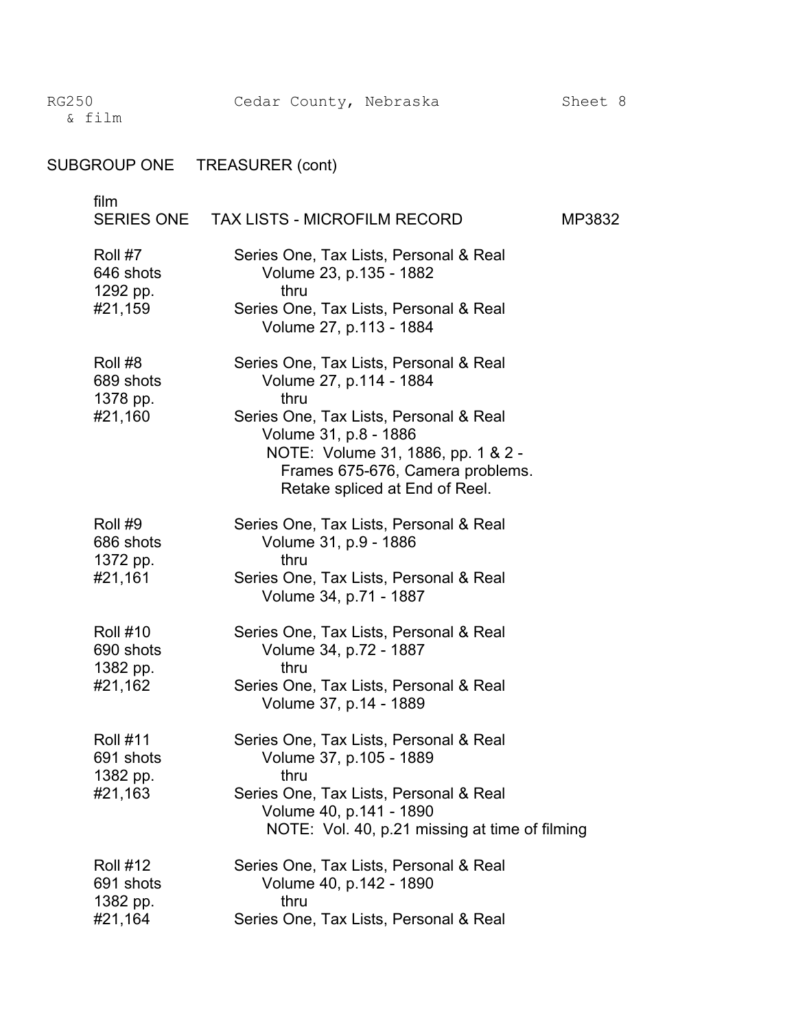RG250 & film    Cedar County, Nebraska    Sheet 8

## SUBGROUP ONE TREASURER (cont)

film
### SERIES ONE TAX LISTS - MICROFILM RECORD MP3832

| | |
|---|---|
| Roll #7<br>646 shots<br>1292 pp.<br>#21,159 | Series One, Tax Lists, Personal & Real<br>Volume 23, p.135 - 1882<br>thru<br>Series One, Tax Lists, Personal & Real<br>Volume 27, p.113 - 1884 |
| Roll #8<br>689 shots<br>1378 pp.<br>#21,160 | Series One, Tax Lists, Personal & Real<br>Volume 27, p.114 - 1884<br>thru<br>Series One, Tax Lists, Personal & Real<br>Volume 31, p.8 - 1886<br>NOTE: Volume 31, 1886, pp. 1 & 2 - Frames 675-676, Camera problems. Retake spliced at End of Reel. |
| Roll #9<br>686 shots<br>1372 pp.<br>#21,161 | Series One, Tax Lists, Personal & Real<br>Volume 31, p.9 - 1886<br>thru<br>Series One, Tax Lists, Personal & Real<br>Volume 34, p.71 - 1887 |
| Roll #10<br>690 shots<br>1382 pp.<br>#21,162 | Series One, Tax Lists, Personal & Real<br>Volume 34, p.72 - 1887<br>thru<br>Series One, Tax Lists, Personal & Real<br>Volume 37, p.14 - 1889 |
| Roll #11<br>691 shots<br>1382 pp.<br>#21,163 | Series One, Tax Lists, Personal & Real<br>Volume 37, p.105 - 1889<br>thru<br>Series One, Tax Lists, Personal & Real<br>Volume 40, p.141 - 1890<br>NOTE: Vol. 40, p.21 missing at time of filming |
| Roll #12<br>691 shots<br>1382 pp.<br>#21,164 | Series One, Tax Lists, Personal & Real<br>Volume 40, p.142 - 1890<br>thru<br>Series One, Tax Lists, Personal & Real |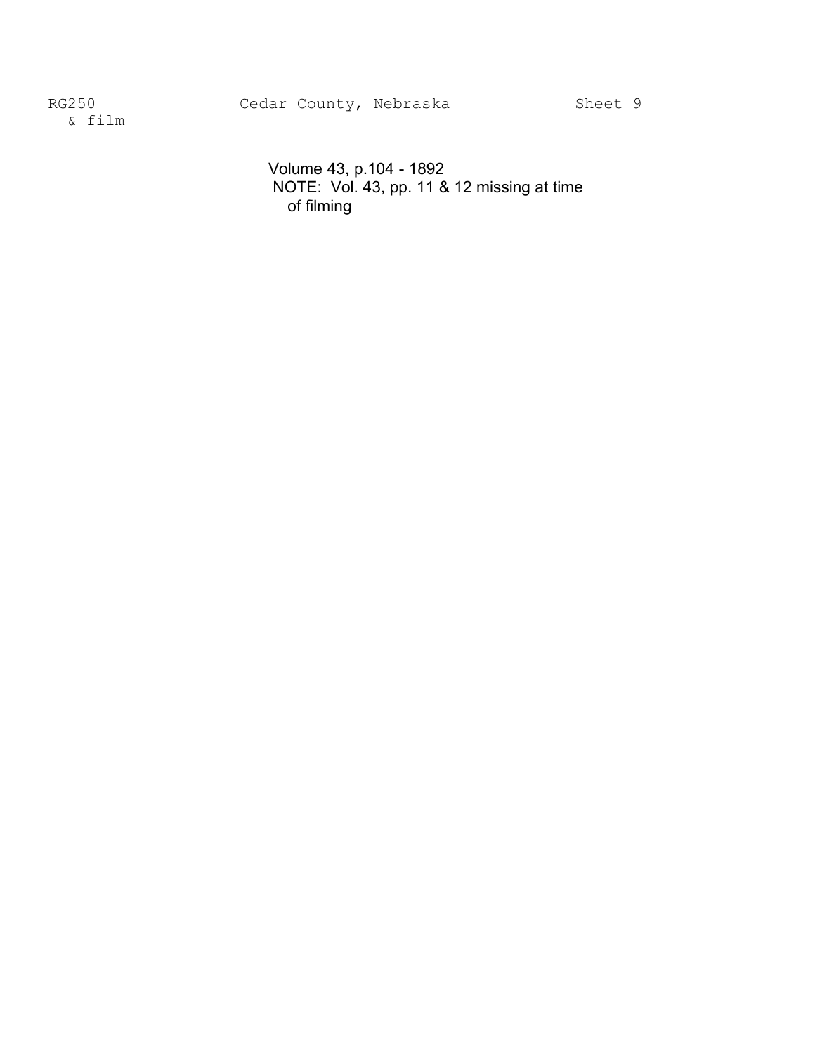RG250 & film     Cedar County, Nebraska     Sheet 9

Volume 43, p.104 - 1892
NOTE: Vol. 43, pp. 11 & 12 missing at time of filming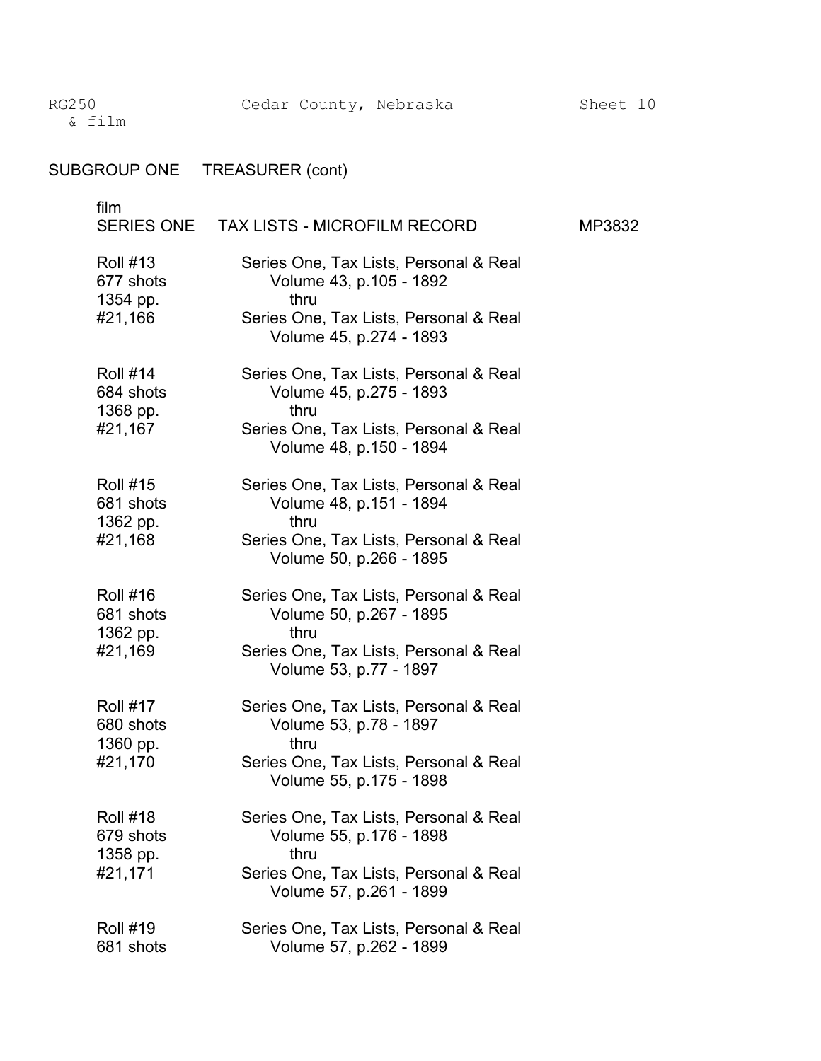RG250 &nbsp;&nbsp;&nbsp;&nbsp; Cedar County, Nebraska &nbsp;&nbsp;&nbsp;&nbsp; Sheet 10
& film

## SUBGROUP ONE TREASURER (cont)

film
### SERIES ONE TAX LISTS - MICROFILM RECORD MP3832

| Roll | Contents |
|---|---|
| Roll #13<br>677 shots<br>1354 pp.<br>#21,166 | Series One, Tax Lists, Personal & Real<br>Volume 43, p.105 - 1892<br>thru<br>Series One, Tax Lists, Personal & Real<br>Volume 45, p.274 - 1893 |
| Roll #14<br>684 shots<br>1368 pp.<br>#21,167 | Series One, Tax Lists, Personal & Real<br>Volume 45, p.275 - 1893<br>thru<br>Series One, Tax Lists, Personal & Real<br>Volume 48, p.150 - 1894 |
| Roll #15<br>681 shots<br>1362 pp.<br>#21,168 | Series One, Tax Lists, Personal & Real<br>Volume 48, p.151 - 1894<br>thru<br>Series One, Tax Lists, Personal & Real<br>Volume 50, p.266 - 1895 |
| Roll #16<br>681 shots<br>1362 pp.<br>#21,169 | Series One, Tax Lists, Personal & Real<br>Volume 50, p.267 - 1895<br>thru<br>Series One, Tax Lists, Personal & Real<br>Volume 53, p.77 - 1897 |
| Roll #17<br>680 shots<br>1360 pp.<br>#21,170 | Series One, Tax Lists, Personal & Real<br>Volume 53, p.78 - 1897<br>thru<br>Series One, Tax Lists, Personal & Real<br>Volume 55, p.175 - 1898 |
| Roll #18<br>679 shots<br>1358 pp.<br>#21,171 | Series One, Tax Lists, Personal & Real<br>Volume 55, p.176 - 1898<br>thru<br>Series One, Tax Lists, Personal & Real<br>Volume 57, p.261 - 1899 |
| Roll #19<br>681 shots | Series One, Tax Lists, Personal & Real<br>Volume 57, p.262 - 1899 |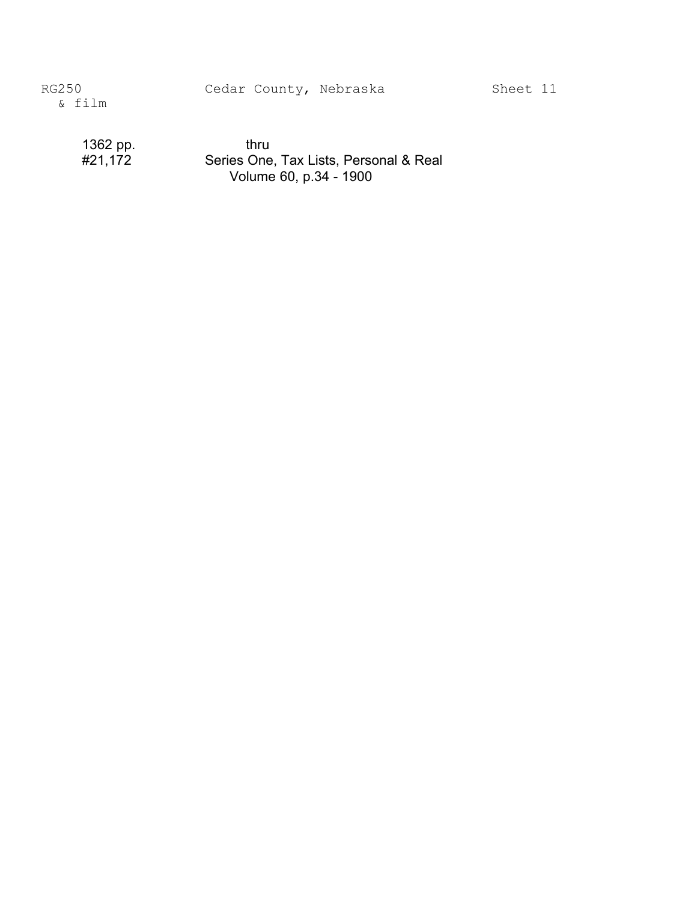RG250 & film — Cedar County, Nebraska — Sheet 11

1362 pp. &nbsp;&nbsp;&nbsp;&nbsp; thru
#21,172 &nbsp;&nbsp;&nbsp;&nbsp; Series One, Tax Lists, Personal & Real
Volume 60, p.34 - 1900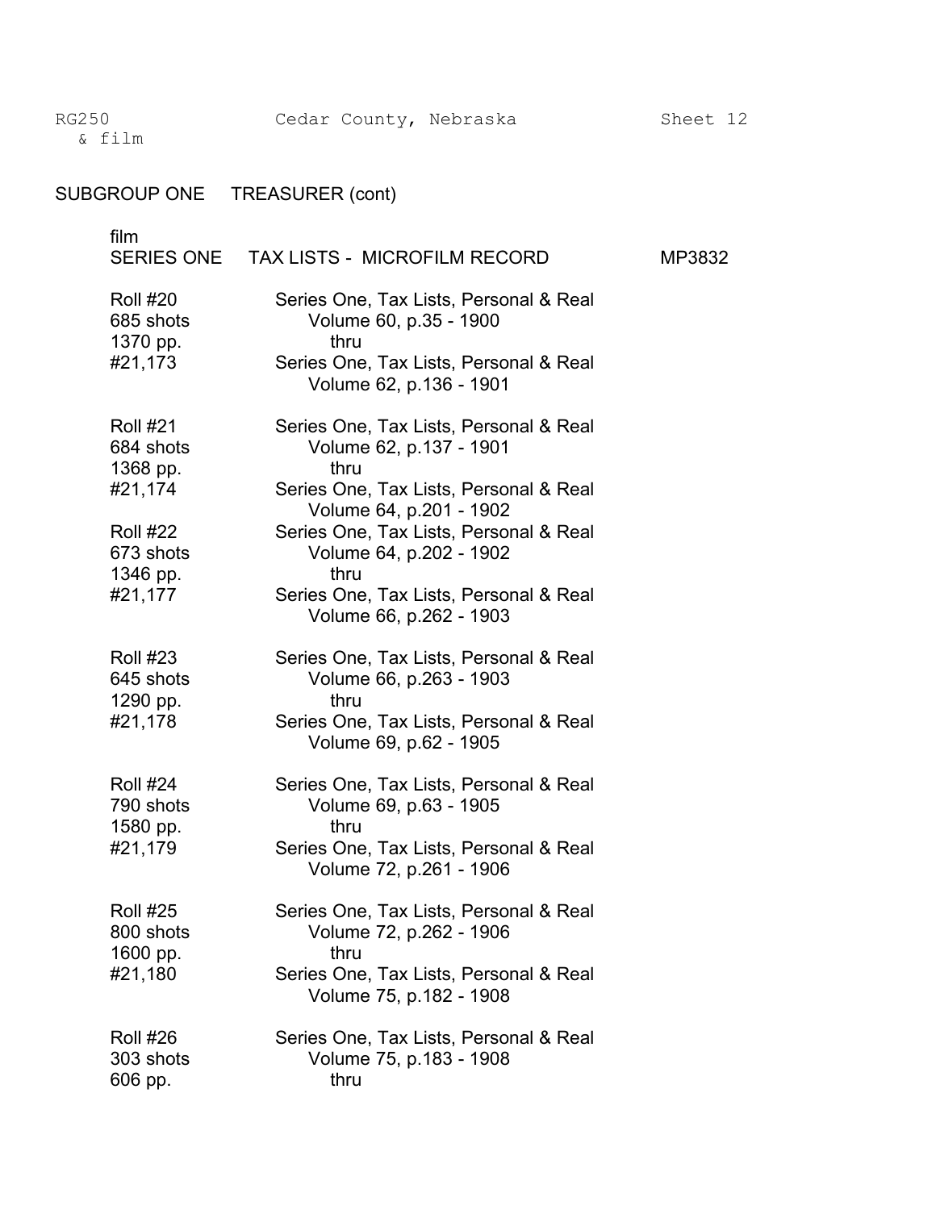RG250 & film — Cedar County, Nebraska — Sheet 12

## SUBGROUP ONE TREASURER (cont)

film
### SERIES ONE TAX LISTS - MICROFILM RECORD MP3832

| | |
|---|---|
| Roll #20<br>685 shots<br>1370 pp.<br>#21,173 | Series One, Tax Lists, Personal & Real<br>Volume 60, p.35 - 1900<br>thru<br>Series One, Tax Lists, Personal & Real<br>Volume 62, p.136 - 1901 |
| Roll #21<br>684 shots<br>1368 pp.<br>#21,174 | Series One, Tax Lists, Personal & Real<br>Volume 62, p.137 - 1901<br>thru<br>Series One, Tax Lists, Personal & Real<br>Volume 64, p.201 - 1902 |
| Roll #22<br>673 shots<br>1346 pp.<br>#21,177 | Series One, Tax Lists, Personal & Real<br>Volume 64, p.202 - 1902<br>thru<br>Series One, Tax Lists, Personal & Real<br>Volume 66, p.262 - 1903 |
| Roll #23<br>645 shots<br>1290 pp.<br>#21,178 | Series One, Tax Lists, Personal & Real<br>Volume 66, p.263 - 1903<br>thru<br>Series One, Tax Lists, Personal & Real<br>Volume 69, p.62 - 1905 |
| Roll #24<br>790 shots<br>1580 pp.<br>#21,179 | Series One, Tax Lists, Personal & Real<br>Volume 69, p.63 - 1905<br>thru<br>Series One, Tax Lists, Personal & Real<br>Volume 72, p.261 - 1906 |
| Roll #25<br>800 shots<br>1600 pp.<br>#21,180 | Series One, Tax Lists, Personal & Real<br>Volume 72, p.262 - 1906<br>thru<br>Series One, Tax Lists, Personal & Real<br>Volume 75, p.182 - 1908 |
| Roll #26<br>303 shots<br>606 pp. | Series One, Tax Lists, Personal & Real<br>Volume 75, p.183 - 1908<br>thru |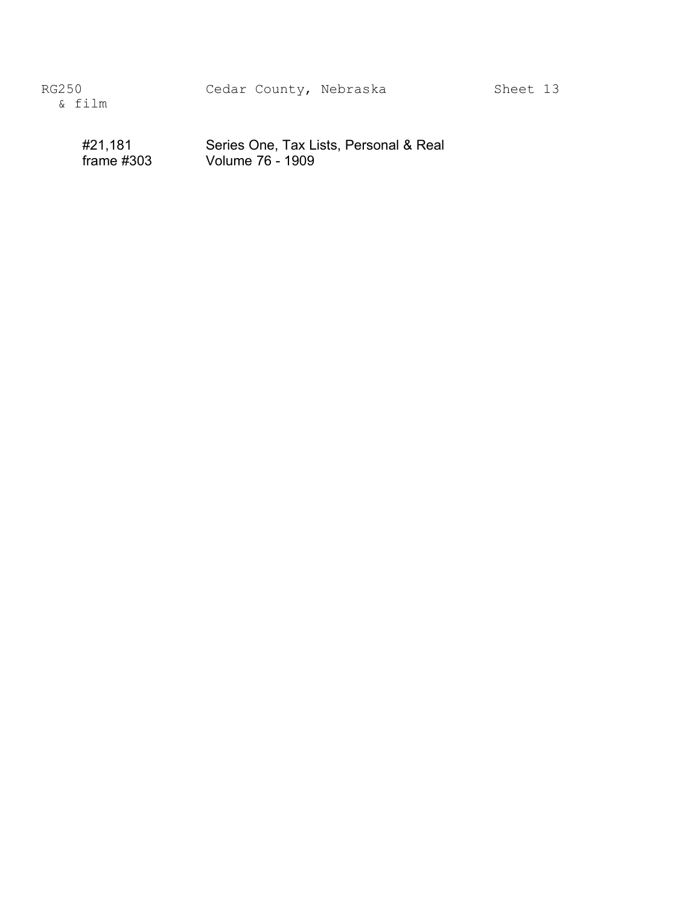RG250 & film　　Cedar County, Nebraska　　Sheet 13

| | |
|---|---|
| #21,181<br>frame #303 | Series One, Tax Lists, Personal & Real<br>Volume 76 - 1909 |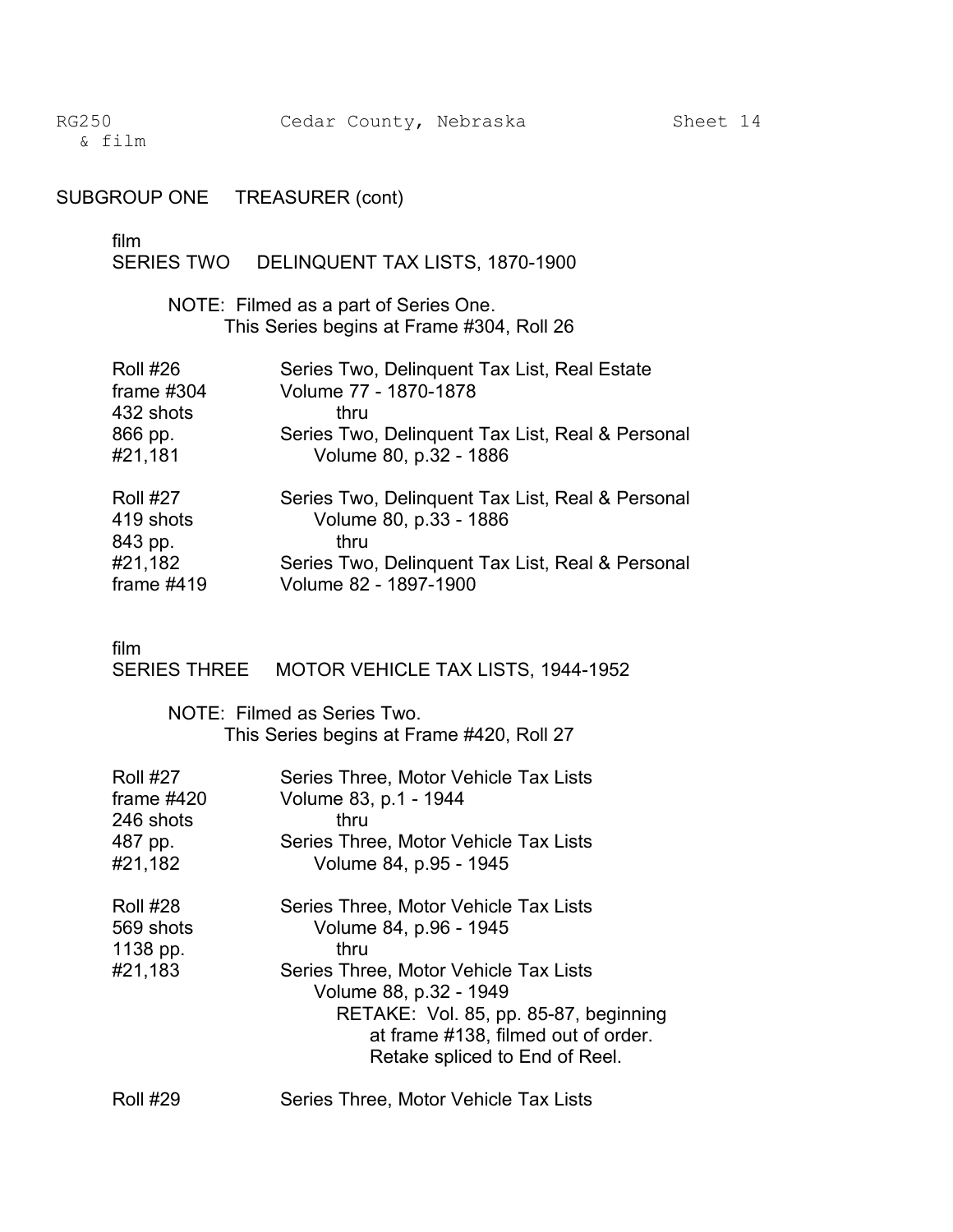RG250 & film — Cedar County, Nebraska — Sheet 14

## SUBGROUP ONE TREASURER (cont)

film

### SERIES TWO DELINQUENT TAX LISTS, 1870-1900

NOTE: Filmed as a part of Series One.
This Series begins at Frame #304, Roll 26

| | |
|---|---|
| Roll #26 | Series Two, Delinquent Tax List, Real Estate |
| frame #304 | Volume 77 - 1870-1878 |
| 432 shots | thru |
| 866 pp. | Series Two, Delinquent Tax List, Real & Personal |
| #21,181 | Volume 80, p.32 - 1886 |
| | |
| Roll #27 | Series Two, Delinquent Tax List, Real & Personal |
| 419 shots | Volume 80, p.33 - 1886 |
| 843 pp. | thru |
| #21,182 | Series Two, Delinquent Tax List, Real & Personal |
| frame #419 | Volume 82 - 1897-1900 |

film

### SERIES THREE MOTOR VEHICLE TAX LISTS, 1944-1952

NOTE: Filmed as Series Two.
This Series begins at Frame #420, Roll 27

| | |
|---|---|
| Roll #27 | Series Three, Motor Vehicle Tax Lists |
| frame #420 | Volume 83, p.1 - 1944 |
| 246 shots | thru |
| 487 pp. | Series Three, Motor Vehicle Tax Lists |
| #21,182 | Volume 84, p.95 - 1945 |
| | |
| Roll #28 | Series Three, Motor Vehicle Tax Lists |
| 569 shots | Volume 84, p.96 - 1945 |
| 1138 pp. | thru |
| #21,183 | Series Three, Motor Vehicle Tax Lists |
| | Volume 88, p.32 - 1949 |
| | RETAKE: Vol. 85, pp. 85-87, beginning at frame #138, filmed out of order. Retake spliced to End of Reel. |
| | |
| Roll #29 | Series Three, Motor Vehicle Tax Lists |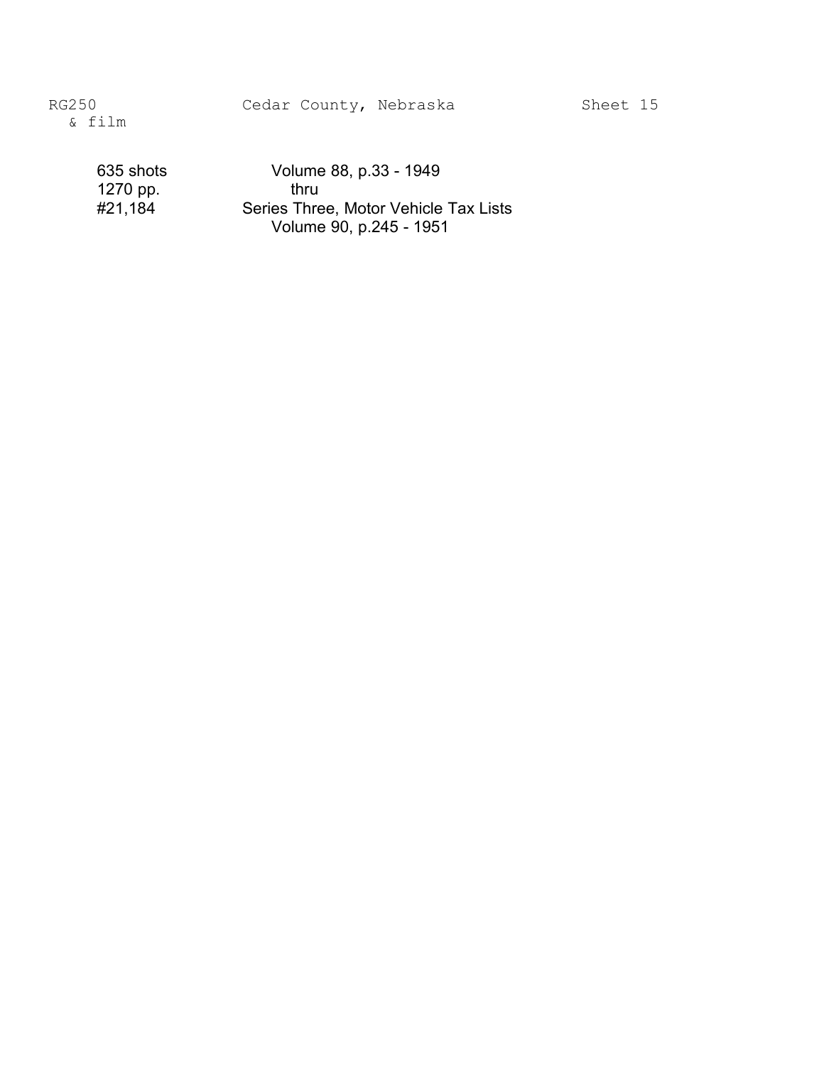| | |
|---|---|
| 635 shots | Volume 88, p.33 - 1949 |
| 1270 pp. | thru |
| #21,184 | Series Three, Motor Vehicle Tax Lists |
| | Volume 90, p.245 - 1951 |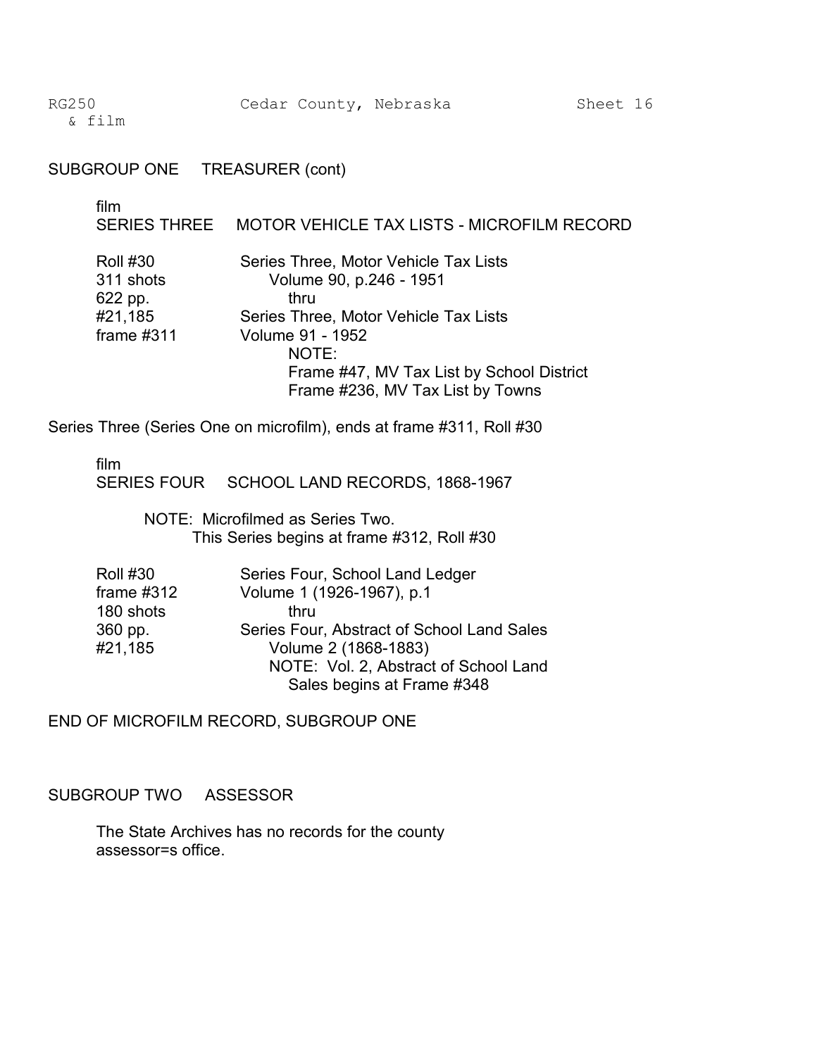SUBGROUP ONE TREASURER (cont)

film
SERIES THREE MOTOR VEHICLE TAX LISTS - MICROFILM RECORD

| | |
|---|---|
| Roll #30 | Series Three, Motor Vehicle Tax Lists |
| 311 shots | Volume 90, p.246 - 1951 |
| 622 pp. | thru |
| #21,185 | Series Three, Motor Vehicle Tax Lists |
| frame #311 | Volume 91 - 1952 |
| | NOTE: |
| | Frame #47, MV Tax List by School District |
| | Frame #236, MV Tax List by Towns |

Series Three (Series One on microfilm), ends at frame #311, Roll #30

film
SERIES FOUR SCHOOL LAND RECORDS, 1868-1967

NOTE: Microfilmed as Series Two.
This Series begins at frame #312, Roll #30

| | |
|---|---|
| Roll #30 | Series Four, School Land Ledger |
| frame #312 | Volume 1 (1926-1967), p.1 |
| 180 shots | thru |
| 360 pp. | Series Four, Abstract of School Land Sales |
| #21,185 | Volume 2 (1868-1883) |
| | NOTE: Vol. 2, Abstract of School Land Sales begins at Frame #348 |

END OF MICROFILM RECORD, SUBGROUP ONE

SUBGROUP TWO ASSESSOR

The State Archives has no records for the county assessor=s office.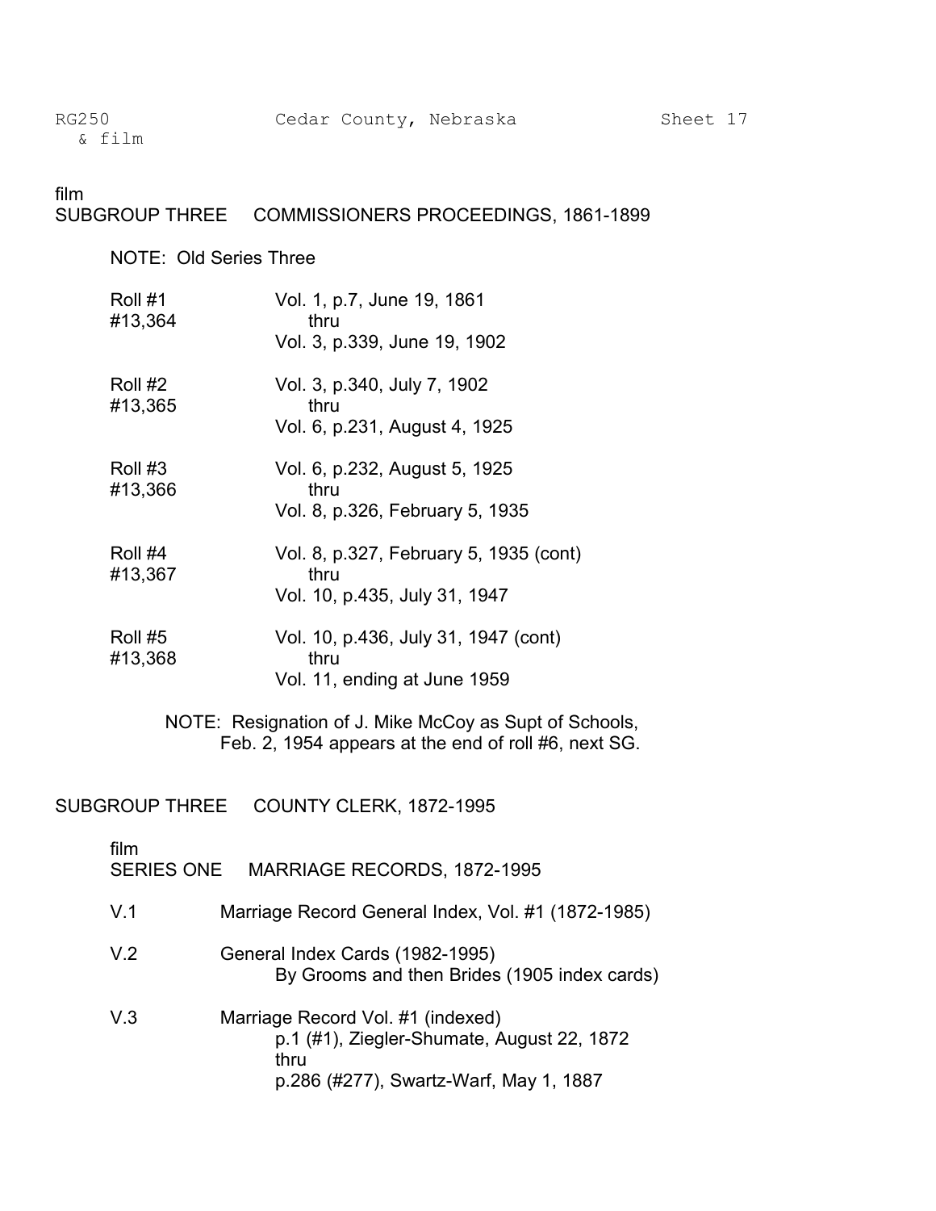film
## SUBGROUP THREE COMMISSIONERS PROCEEDINGS, 1861-1899

NOTE: Old Series Three

| | |
|---|---|
| Roll #1<br>#13,364 | Vol. 1, p.7, June 19, 1861<br>thru<br>Vol. 3, p.339, June 19, 1902 |
| Roll #2<br>#13,365 | Vol. 3, p.340, July 7, 1902<br>thru<br>Vol. 6, p.231, August 4, 1925 |
| Roll #3<br>#13,366 | Vol. 6, p.232, August 5, 1925<br>thru<br>Vol. 8, p.326, February 5, 1935 |
| Roll #4<br>#13,367 | Vol. 8, p.327, February 5, 1935 (cont)<br>thru<br>Vol. 10, p.435, July 31, 1947 |
| Roll #5<br>#13,368 | Vol. 10, p.436, July 31, 1947 (cont)<br>thru<br>Vol. 11, ending at June 1959 |

NOTE: Resignation of J. Mike McCoy as Supt of Schools, Feb. 2, 1954 appears at the end of roll #6, next SG.

## SUBGROUP THREE COUNTY CLERK, 1872-1995

film
### SERIES ONE MARRIAGE RECORDS, 1872-1995

| | |
|---|---|
| V.1 | Marriage Record General Index, Vol. #1 (1872-1985) |
| V.2 | General Index Cards (1982-1995)<br>By Grooms and then Brides (1905 index cards) |
| V.3 | Marriage Record Vol. #1 (indexed)<br>p.1 (#1), Ziegler-Shumate, August 22, 1872<br>thru<br>p.286 (#277), Swartz-Warf, May 1, 1887 |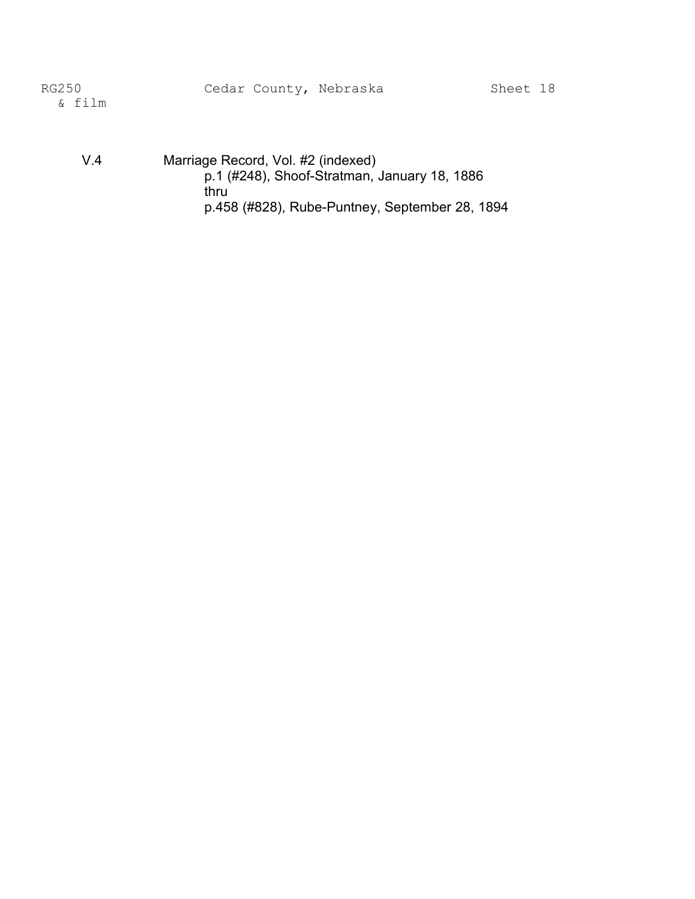V.4 Marriage Record, Vol. #2 (indexed)

p.1 (#248), Shoof-Stratman, January 18, 1886

thru

p.458 (#828), Rube-Puntney, September 28, 1894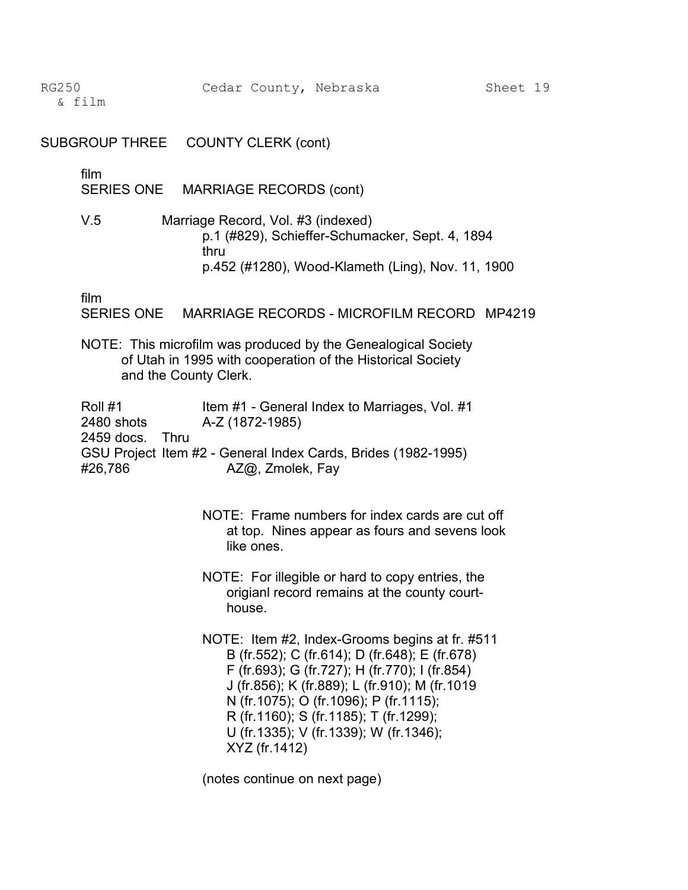RG250 & film — Cedar County, Nebraska — Sheet 19

## SUBGROUP THREE COUNTY CLERK (cont)

film
### SERIES ONE MARRIAGE RECORDS (cont)

V.5 Marriage Record, Vol. #3 (indexed)
p.1 (#829), Schieffer-Schumacker, Sept. 4, 1894
thru
p.452 (#1280), Wood-Klameth (Ling), Nov. 11, 1900

film
### SERIES ONE MARRIAGE RECORDS - MICROFILM RECORD MP4219

NOTE: This microfilm was produced by the Genealogical Society of Utah in 1995 with cooperation of the Historical Society and the County Clerk.

Roll #1
2480 shots
2459 docs.
GSU Project #26,786

Item #1 - General Index to Marriages, Vol. #1
A-Z (1872-1985)
Thru
Item #2 - General Index Cards, Brides (1982-1995)
AZ@, Zmolek, Fay

NOTE: Frame numbers for index cards are cut off at top. Nines appear as fours and sevens look like ones.

NOTE: For illegible or hard to copy entries, the origianl record remains at the county court-house.

NOTE: Item #2, Index-Grooms begins at fr. #511
B (fr.552); C (fr.614); D (fr.648); E (fr.678)
F (fr.693); G (fr.727); H (fr.770); I (fr.854)
J (fr.856); K (fr.889); L (fr.910); M (fr.1019
N (fr.1075); O (fr.1096); P (fr.1115);
R (fr.1160); S (fr.1185); T (fr.1299);
U (fr.1335); V (fr.1339); W (fr.1346);
XYZ (fr.1412)

(notes continue on next page)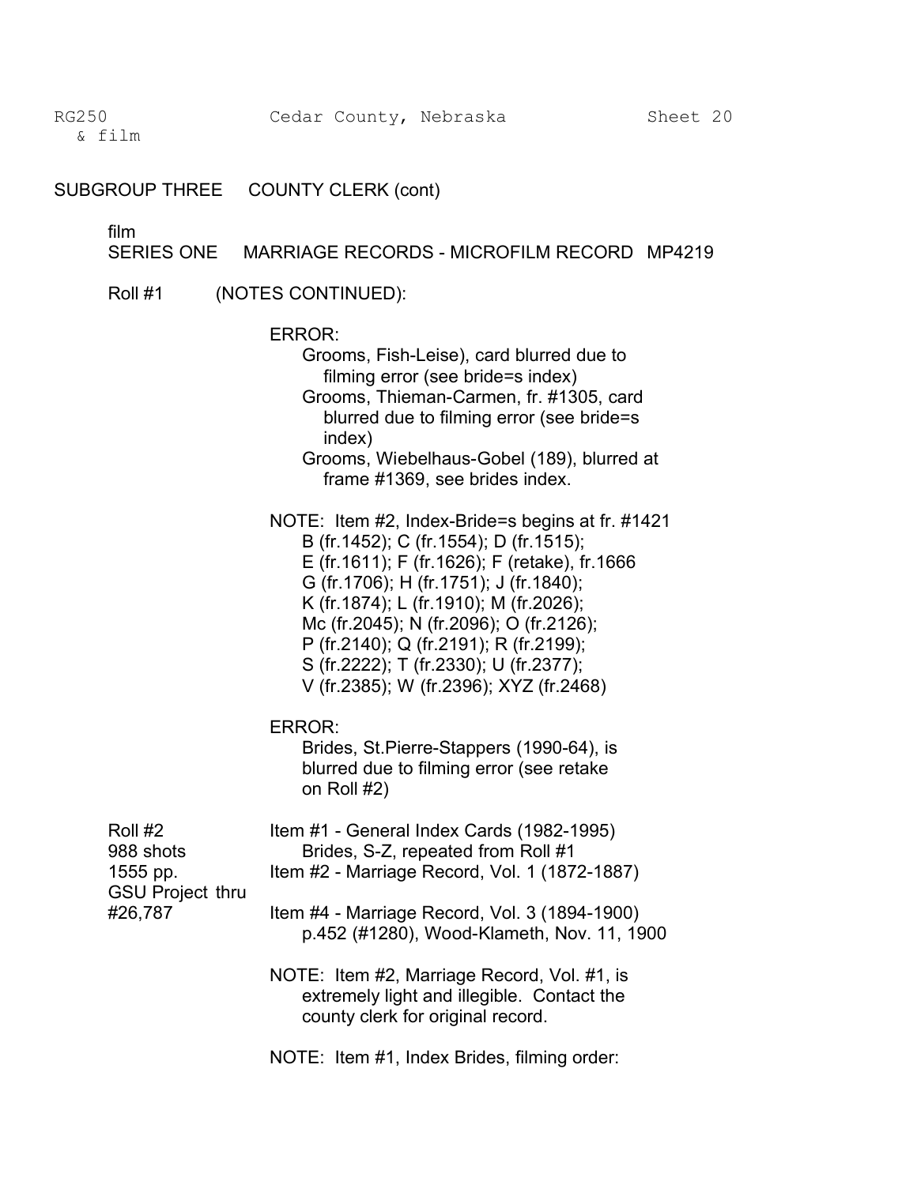SUBGROUP THREE COUNTY CLERK (cont)

film
SERIES ONE MARRIAGE RECORDS - MICROFILM RECORD MP4219

Roll #1 (NOTES CONTINUED):

ERROR:
Grooms, Fish-Leise), card blurred due to filming error (see bride=s index)
Grooms, Thieman-Carmen, fr. #1305, card blurred due to filming error (see bride=s index)
Grooms, Wiebelhaus-Gobel (189), blurred at frame #1369, see brides index.

NOTE: Item #2, Index-Bride=s begins at fr. #1421
B (fr.1452); C (fr.1554); D (fr.1515);
E (fr.1611); F (fr.1626); F (retake), fr.1666
G (fr.1706); H (fr.1751); J (fr.1840);
K (fr.1874); L (fr.1910); M (fr.2026);
Mc (fr.2045); N (fr.2096); O (fr.2126);
P (fr.2140); Q (fr.2191); R (fr.2199);
S (fr.2222); T (fr.2330); U (fr.2377);
V (fr.2385); W (fr.2396); XYZ (fr.2468)

ERROR:
Brides, St.Pierre-Stappers (1990-64), is blurred due to filming error (see retake on Roll #2)

Roll #2
988 shots
1555 pp.
GSU Project thru
#26,787

Item #1 - General Index Cards (1982-1995)
Brides, S-Z, repeated from Roll #1
Item #2 - Marriage Record, Vol. 1 (1872-1887)

Item #4 - Marriage Record, Vol. 3 (1894-1900)
p.452 (#1280), Wood-Klameth, Nov. 11, 1900

NOTE: Item #2, Marriage Record, Vol. #1, is extremely light and illegible. Contact the county clerk for original record.

NOTE: Item #1, Index Brides, filming order: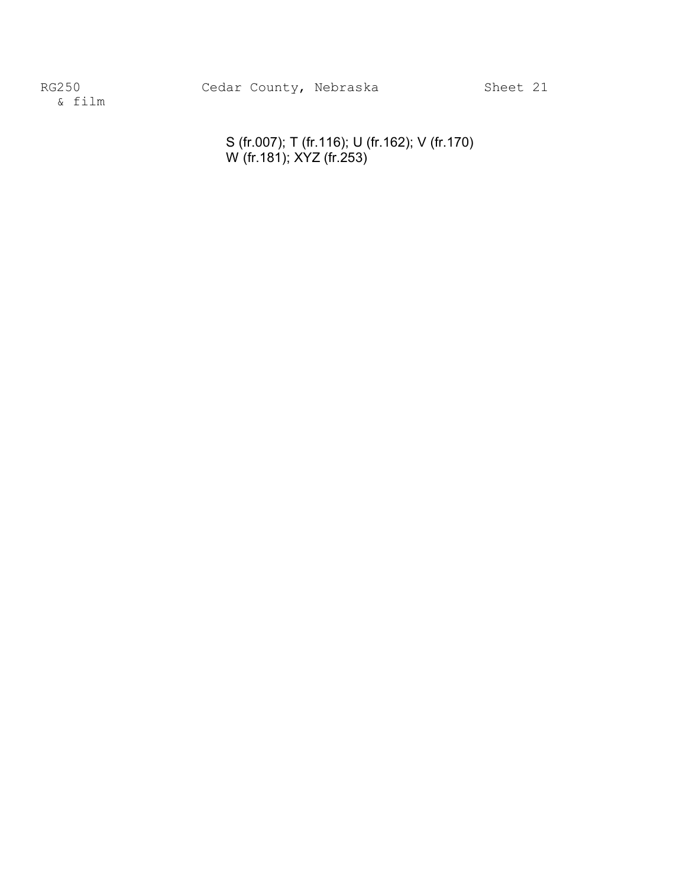RG250 & film    Cedar County, Nebraska    Sheet 21

S (fr.007); T (fr.116); U (fr.162); V (fr.170)
W (fr.181); XYZ (fr.253)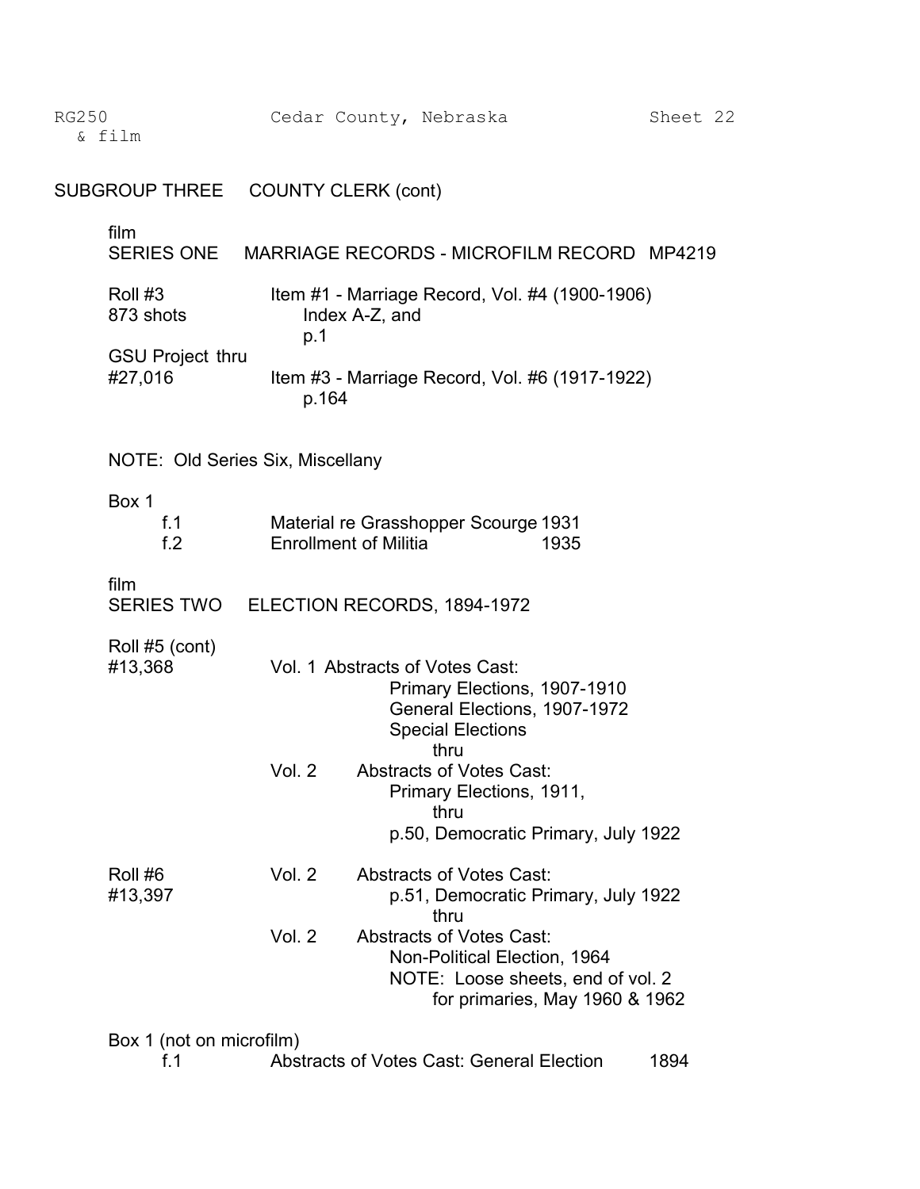RG250 & film — Cedar County, Nebraska — Sheet 22

## SUBGROUP THREE COUNTY CLERK (cont)

film
### SERIES ONE MARRIAGE RECORDS - MICROFILM RECORD MP4219

Roll #3
873 shots

GSU Project #27,016

Item #1 - Marriage Record, Vol. #4 (1900-1906)
Index A-Z, and
p.1
thru
Item #3 - Marriage Record, Vol. #6 (1917-1922)
p.164

NOTE: Old Series Six, Miscellany

Box 1

| | | |
|---|---|---|
| f.1 | Material re Grasshopper Scourge | 1931 |
| f.2 | Enrollment of Militia | 1935 |

film
### SERIES TWO ELECTION RECORDS, 1894-1972

Roll #5 (cont)
#13,368

Vol. 1 Abstracts of Votes Cast:
Primary Elections, 1907-1910
General Elections, 1907-1972
Special Elections
thru
Vol. 2 Abstracts of Votes Cast:
Primary Elections, 1911,
thru
p.50, Democratic Primary, July 1922

Roll #6
#13,397

Vol. 2 Abstracts of Votes Cast:
p.51, Democratic Primary, July 1922
thru
Vol. 2 Abstracts of Votes Cast:
Non-Political Election, 1964
NOTE: Loose sheets, end of vol. 2
for primaries, May 1960 & 1962

Box 1 (not on microfilm)

| | | |
|---|---|---|
| f.1 | Abstracts of Votes Cast: General Election | 1894 |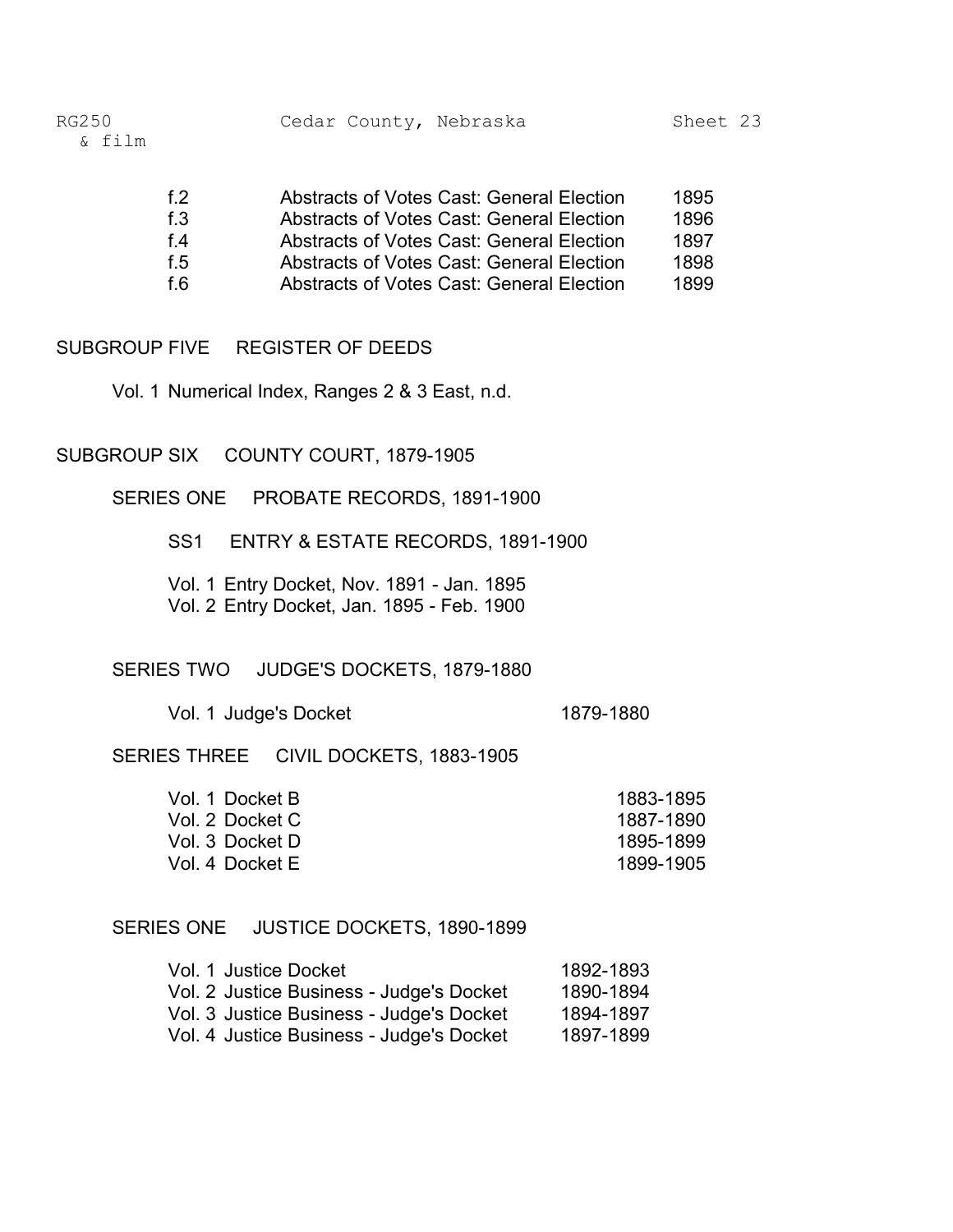f.2 Abstracts of Votes Cast: General Election 1895
f.3 Abstracts of Votes Cast: General Election 1896
f.4 Abstracts of Votes Cast: General Election 1897
f.5 Abstracts of Votes Cast: General Election 1898
f.6 Abstracts of Votes Cast: General Election 1899

## SUBGROUP FIVE REGISTER OF DEEDS

Vol. 1 Numerical Index, Ranges 2 & 3 East, n.d.

## SUBGROUP SIX COUNTY COURT, 1879-1905

### SERIES ONE PROBATE RECORDS, 1891-1900

#### SS1 ENTRY & ESTATE RECORDS, 1891-1900

Vol. 1 Entry Docket, Nov. 1891 - Jan. 1895
Vol. 2 Entry Docket, Jan. 1895 - Feb. 1900

### SERIES TWO JUDGE'S DOCKETS, 1879-1880

Vol. 1 Judge's Docket 1879-1880

### SERIES THREE CIVIL DOCKETS, 1883-1905

Vol. 1 Docket B 1883-1895
Vol. 2 Docket C 1887-1890
Vol. 3 Docket D 1895-1899
Vol. 4 Docket E 1899-1905

### SERIES ONE JUSTICE DOCKETS, 1890-1899

Vol. 1 Justice Docket 1892-1893
Vol. 2 Justice Business - Judge's Docket 1890-1894
Vol. 3 Justice Business - Judge's Docket 1894-1897
Vol. 4 Justice Business - Judge's Docket 1897-1899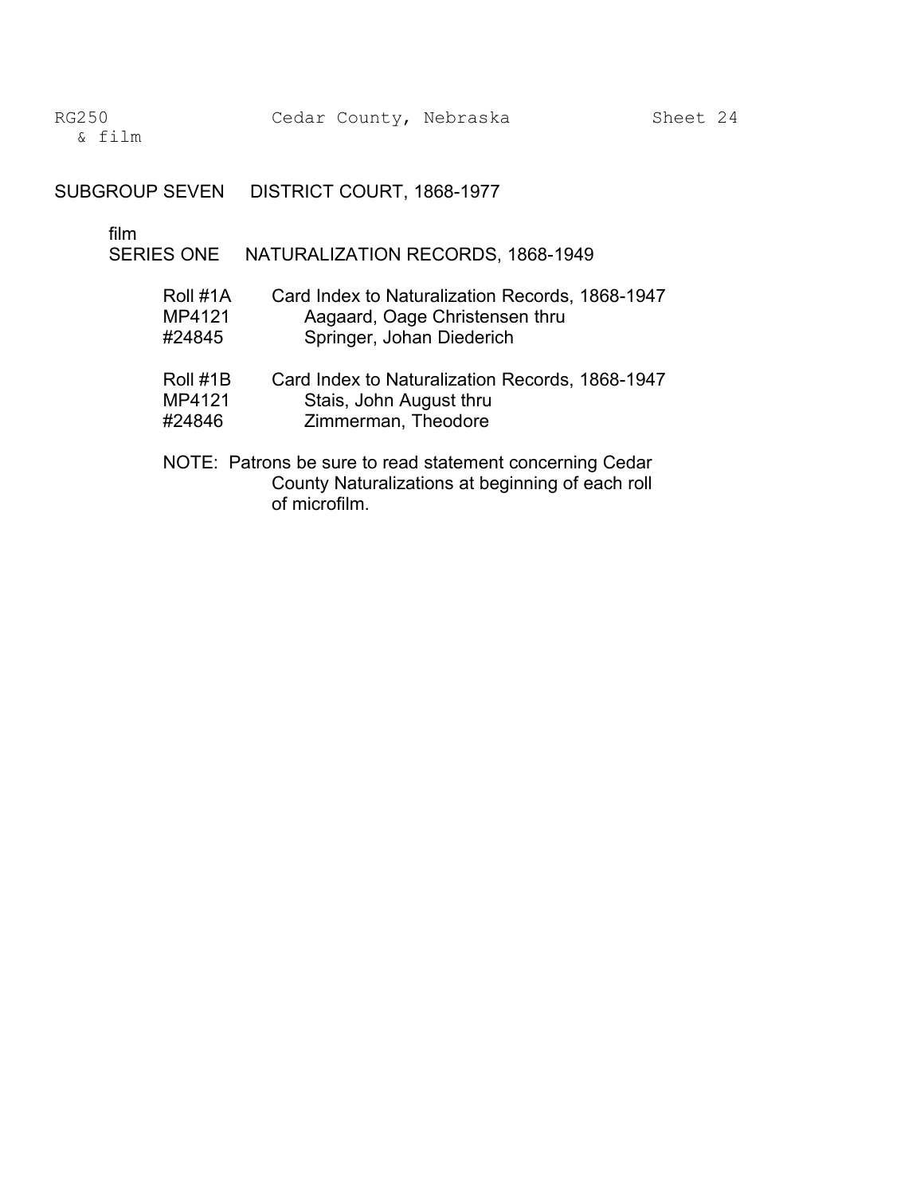## SUBGROUP SEVEN DISTRICT COURT, 1868-1977

film

### SERIES ONE NATURALIZATION RECORDS, 1868-1949

| | |
|---|---|
| Roll #1A<br>MP4121<br>#24845 | Card Index to Naturalization Records, 1868-1947<br>Aagaard, Oage Christensen thru<br>Springer, Johan Diederich |
| Roll #1B<br>MP4121<br>#24846 | Card Index to Naturalization Records, 1868-1947<br>Stais, John August thru<br>Zimmerman, Theodore |

NOTE: Patrons be sure to read statement concerning Cedar County Naturalizations at beginning of each roll of microfilm.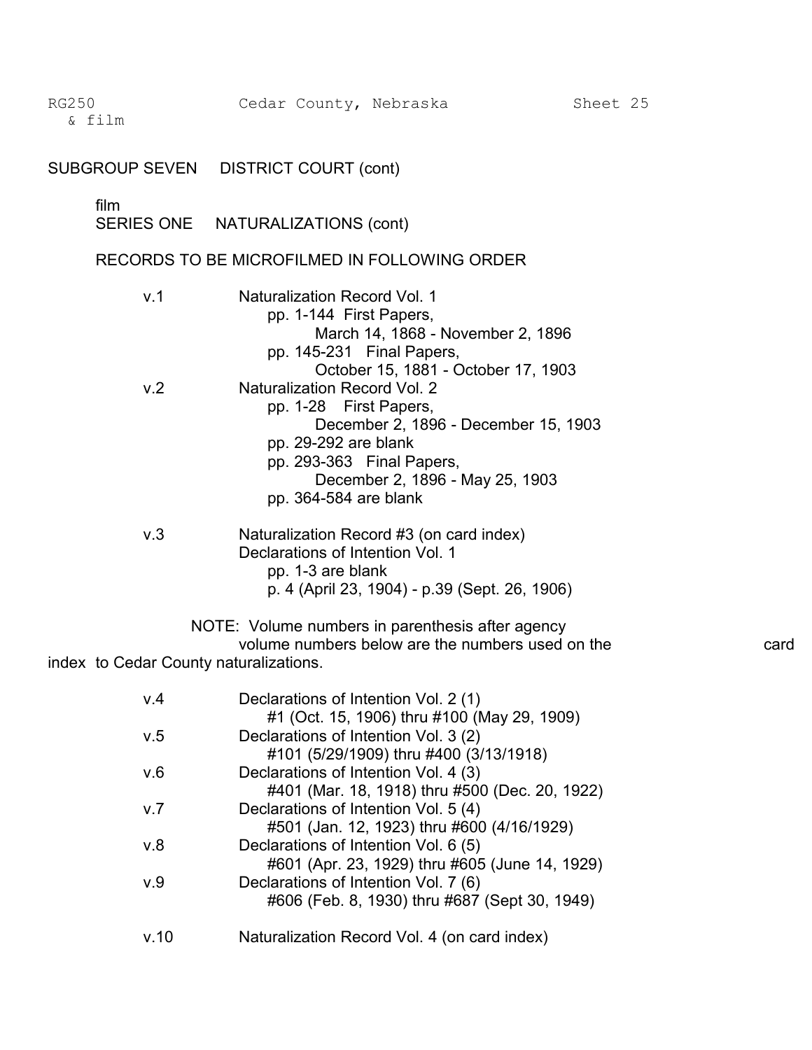## SUBGROUP SEVEN DISTRICT COURT (cont)

film
### SERIES ONE NATURALIZATIONS (cont)

RECORDS TO BE MICROFILMED IN FOLLOWING ORDER

v.1 Naturalization Record Vol. 1
- pp. 1-144 First Papers,
  - March 14, 1868 - November 2, 1896
- pp. 145-231 Final Papers,
  - October 15, 1881 - October 17, 1903

v.2 Naturalization Record Vol. 2
- pp. 1-28 First Papers,
  - December 2, 1896 - December 15, 1903
- pp. 29-292 are blank
- pp. 293-363 Final Papers,
  - December 2, 1896 - May 25, 1903
- pp. 364-584 are blank

v.3 Naturalization Record #3 (on card index)
Declarations of Intention Vol. 1
- pp. 1-3 are blank
- p. 4 (April 23, 1904) - p.39 (Sept. 26, 1906)

NOTE: Volume numbers in parenthesis after agency volume numbers below are the numbers used on the card index to Cedar County naturalizations.

v.4 Declarations of Intention Vol. 2 (1)
- #1 (Oct. 15, 1906) thru #100 (May 29, 1909)

v.5 Declarations of Intention Vol. 3 (2)
- #101 (5/29/1909) thru #400 (3/13/1918)

v.6 Declarations of Intention Vol. 4 (3)
- #401 (Mar. 18, 1918) thru #500 (Dec. 20, 1922)

v.7 Declarations of Intention Vol. 5 (4)
- #501 (Jan. 12, 1923) thru #600 (4/16/1929)

v.8 Declarations of Intention Vol. 6 (5)
- #601 (Apr. 23, 1929) thru #605 (June 14, 1929)

v.9 Declarations of Intention Vol. 7 (6)
- #606 (Feb. 8, 1930) thru #687 (Sept 30, 1949)

v.10 Naturalization Record Vol. 4 (on card index)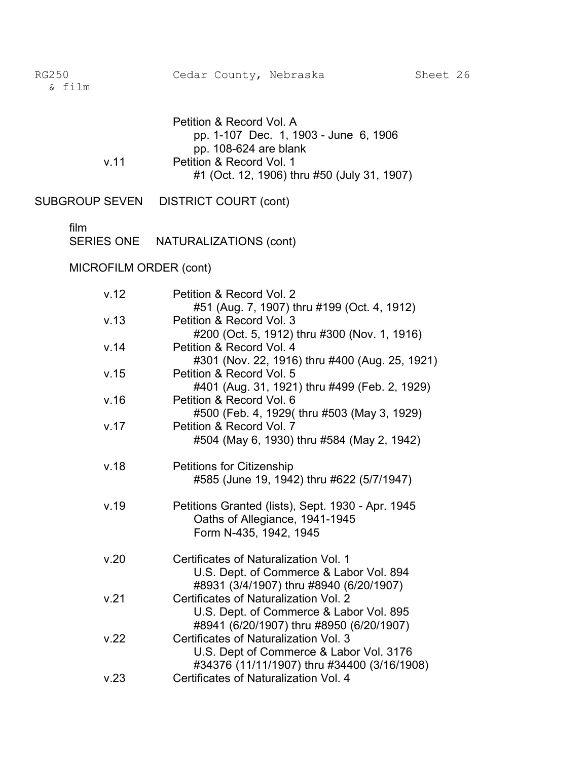Petition & Record Vol. A
pp. 1-107 Dec. 1, 1903 - June 6, 1906
pp. 108-624 are blank

v.11 Petition & Record Vol. 1
#1 (Oct. 12, 1906) thru #50 (July 31, 1907)

## SUBGROUP SEVEN DISTRICT COURT (cont)

film

### SERIES ONE NATURALIZATIONS (cont)

### MICROFILM ORDER (cont)

v.12 Petition & Record Vol. 2
#51 (Aug. 7, 1907) thru #199 (Oct. 4, 1912)

v.13 Petition & Record Vol. 3
#200 (Oct. 5, 1912) thru #300 (Nov. 1, 1916)

v.14 Petition & Record Vol. 4
#301 (Nov. 22, 1916) thru #400 (Aug. 25, 1921)

v.15 Petition & Record Vol. 5
#401 (Aug. 31, 1921) thru #499 (Feb. 2, 1929)

v.16 Petition & Record Vol. 6
#500 (Feb. 4, 1929( thru #503 (May 3, 1929)

v.17 Petition & Record Vol. 7
#504 (May 6, 1930) thru #584 (May 2, 1942)

v.18 Petitions for Citizenship
#585 (June 19, 1942) thru #622 (5/7/1947)

v.19 Petitions Granted (lists), Sept. 1930 - Apr. 1945
Oaths of Allegiance, 1941-1945
Form N-435, 1942, 1945

v.20 Certificates of Naturalization Vol. 1
U.S. Dept. of Commerce & Labor Vol. 894
#8931 (3/4/1907) thru #8940 (6/20/1907)

v.21 Certificates of Naturalization Vol. 2
U.S. Dept. of Commerce & Labor Vol. 895
#8941 (6/20/1907) thru #8950 (6/20/1907)

v.22 Certificates of Naturalization Vol. 3
U.S. Dept of Commerce & Labor Vol. 3176
#34376 (11/11/1907) thru #34400 (3/16/1908)

v.23 Certificates of Naturalization Vol. 4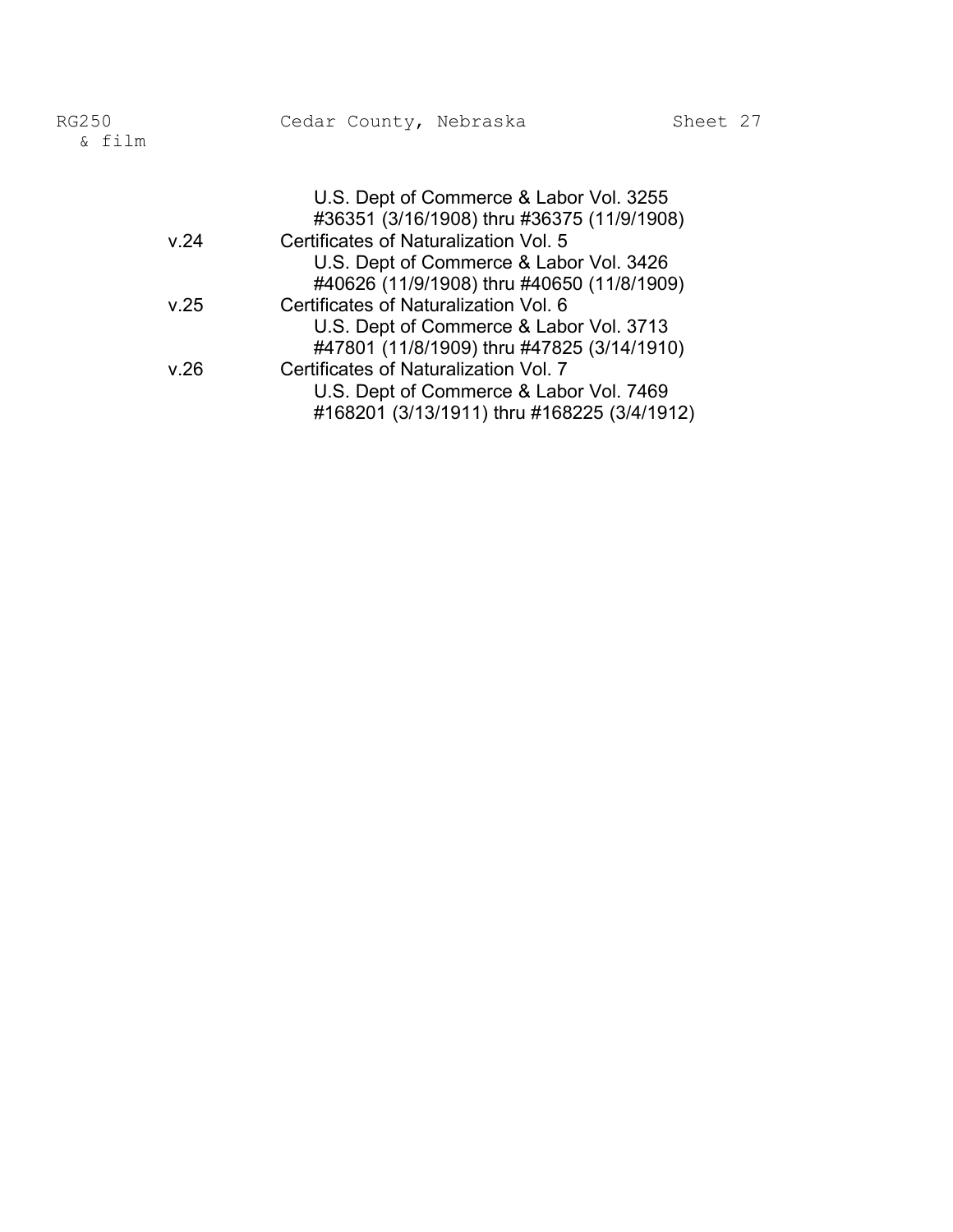U.S. Dept of Commerce & Labor Vol. 3255
#36351 (3/16/1908) thru #36375 (11/9/1908)

v.24 Certificates of Naturalization Vol. 5
U.S. Dept of Commerce & Labor Vol. 3426
#40626 (11/9/1908) thru #40650 (11/8/1909)

v.25 Certificates of Naturalization Vol. 6
U.S. Dept of Commerce & Labor Vol. 3713
#47801 (11/8/1909) thru #47825 (3/14/1910)

v.26 Certificates of Naturalization Vol. 7
U.S. Dept of Commerce & Labor Vol. 7469
#168201 (3/13/1911) thru #168225 (3/4/1912)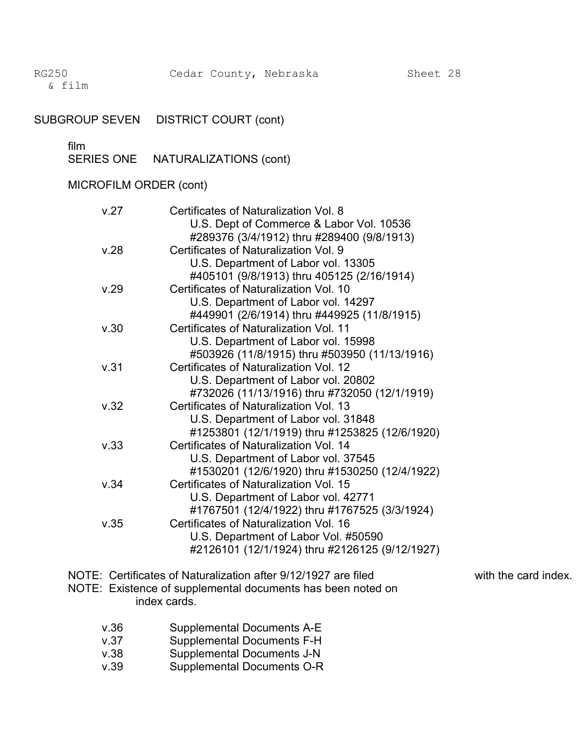RG250 & film    Cedar County, Nebraska    Sheet 28

## SUBGROUP SEVEN DISTRICT COURT (cont)

film
### SERIES ONE NATURALIZATIONS (cont)

MICROFILM ORDER (cont)

| | |
|---|---|
| v.27 | Certificates of Naturalization Vol. 8<br>U.S. Dept of Commerce & Labor Vol. 10536<br>#289376 (3/4/1912) thru #289400 (9/8/1913) |
| v.28 | Certificates of Naturalization Vol. 9<br>U.S. Department of Labor vol. 13305<br>#405101 (9/8/1913) thru 405125 (2/16/1914) |
| v.29 | Certificates of Naturalization Vol. 10<br>U.S. Department of Labor vol. 14297<br>#449901 (2/6/1914) thru #449925 (11/8/1915) |
| v.30 | Certificates of Naturalization Vol. 11<br>U.S. Department of Labor vol. 15998<br>#503926 (11/8/1915) thru #503950 (11/13/1916) |
| v.31 | Certificates of Naturalization Vol. 12<br>U.S. Department of Labor vol. 20802<br>#732026 (11/13/1916) thru #732050 (12/1/1919) |
| v.32 | Certificates of Naturalization Vol. 13<br>U.S. Department of Labor vol. 31848<br>#1253801 (12/1/1919) thru #1253825 (12/6/1920) |
| v.33 | Certificates of Naturalization Vol. 14<br>U.S. Department of Labor vol. 37545<br>#1530201 (12/6/1920) thru #1530250 (12/4/1922) |
| v.34 | Certificates of Naturalization Vol. 15<br>U.S. Department of Labor vol. 42771<br>#1767501 (12/4/1922) thru #1767525 (3/3/1924) |
| v.35 | Certificates of Naturalization Vol. 16<br>U.S. Department of Labor Vol. #50590<br>#2126101 (12/1/1924) thru #2126125 (9/12/1927) |

NOTE: Certificates of Naturalization after 9/12/1927 are filed with the card index.
NOTE: Existence of supplemental documents has been noted on index cards.

| | |
|---|---|
| v.36 | Supplemental Documents A-E |
| v.37 | Supplemental Documents F-H |
| v.38 | Supplemental Documents J-N |
| v.39 | Supplemental Documents O-R |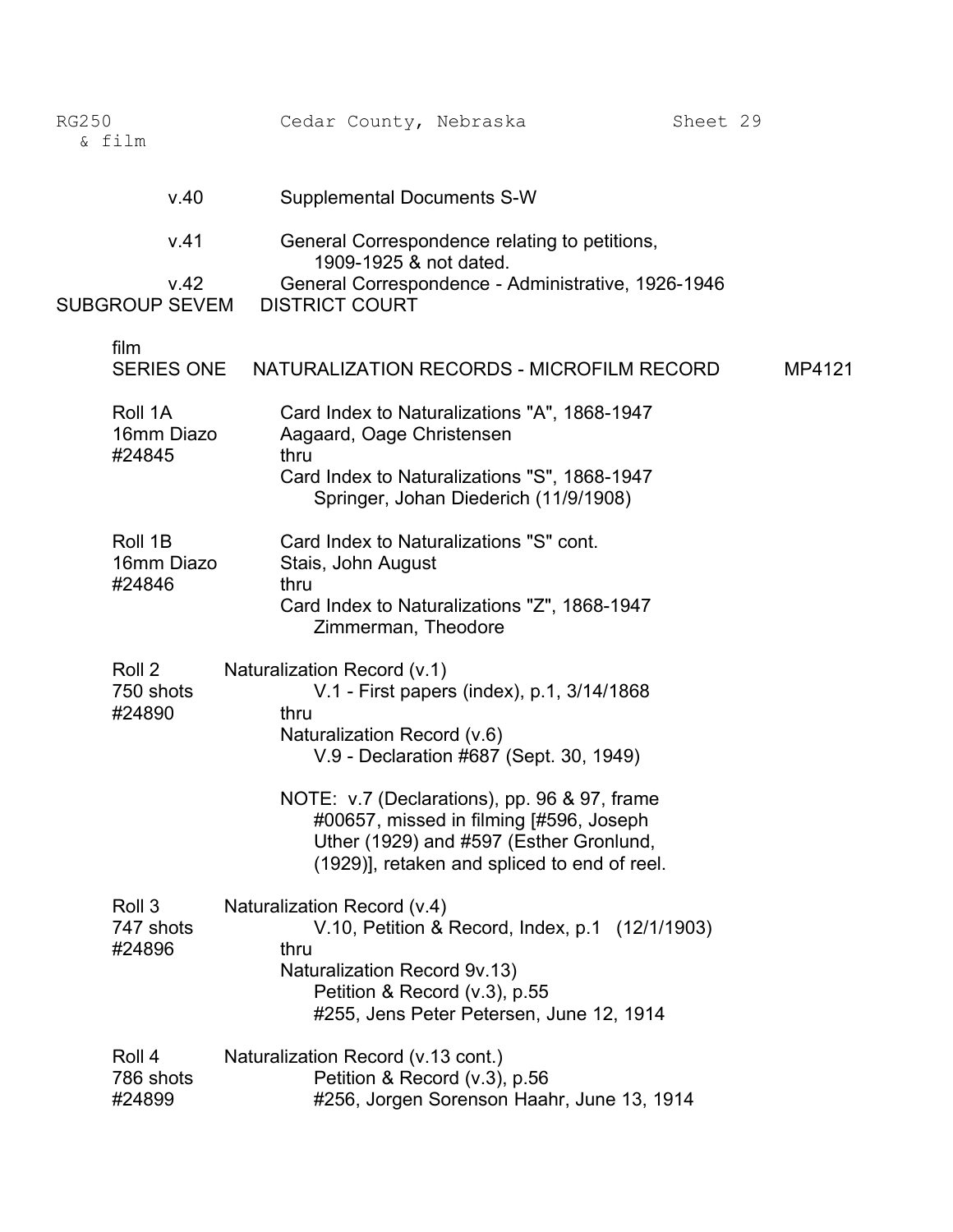RG250 & film — Cedar County, Nebraska — Sheet 29

| | |
|---|---|
| v.40 | Supplemental Documents S-W |
| v.41 | General Correspondence relating to petitions, 1909-1925 & not dated. |
| v.42 | General Correspondence - Administrative, 1926-1946 |

## SUBGROUP SEVEM DISTRICT COURT

film

### SERIES ONE NATURALIZATION RECORDS - MICROFILM RECORD MP4121

Roll 1A
16mm Diazo
#24845

Card Index to Naturalizations "A", 1868-1947
Aagaard, Oage Christensen
thru
Card Index to Naturalizations "S", 1868-1947
Springer, Johan Diederich (11/9/1908)

Roll 1B
16mm Diazo
#24846

Card Index to Naturalizations "S" cont.
Stais, John August
thru
Card Index to Naturalizations "Z", 1868-1947
Zimmerman, Theodore

Roll 2
750 shots
#24890

Naturalization Record (v.1)
V.1 - First papers (index), p.1, 3/14/1868
thru
Naturalization Record (v.6)
V.9 - Declaration #687 (Sept. 30, 1949)

NOTE: v.7 (Declarations), pp. 96 & 97, frame #00657, missed in filming [#596, Joseph Uther (1929) and #597 (Esther Gronlund, (1929)], retaken and spliced to end of reel.

Roll 3
747 shots
#24896

Naturalization Record (v.4)
V.10, Petition & Record, Index, p.1 (12/1/1903)
thru
Naturalization Record 9v.13)
Petition & Record (v.3), p.55
#255, Jens Peter Petersen, June 12, 1914

Roll 4
786 shots
#24899

Naturalization Record (v.13 cont.)
Petition & Record (v.3), p.56
#256, Jorgen Sorenson Haahr, June 13, 1914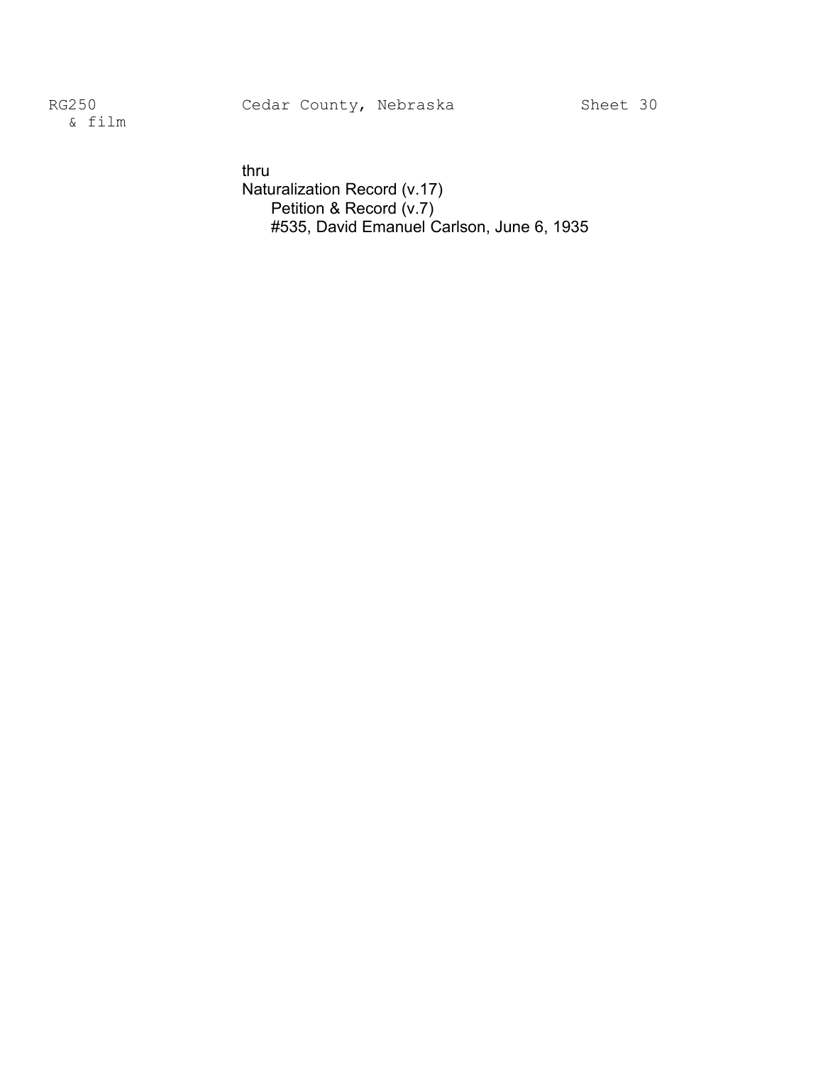thru

Naturalization Record (v.17)

  Petition & Record (v.7)

  #535, David Emanuel Carlson, June 6, 1935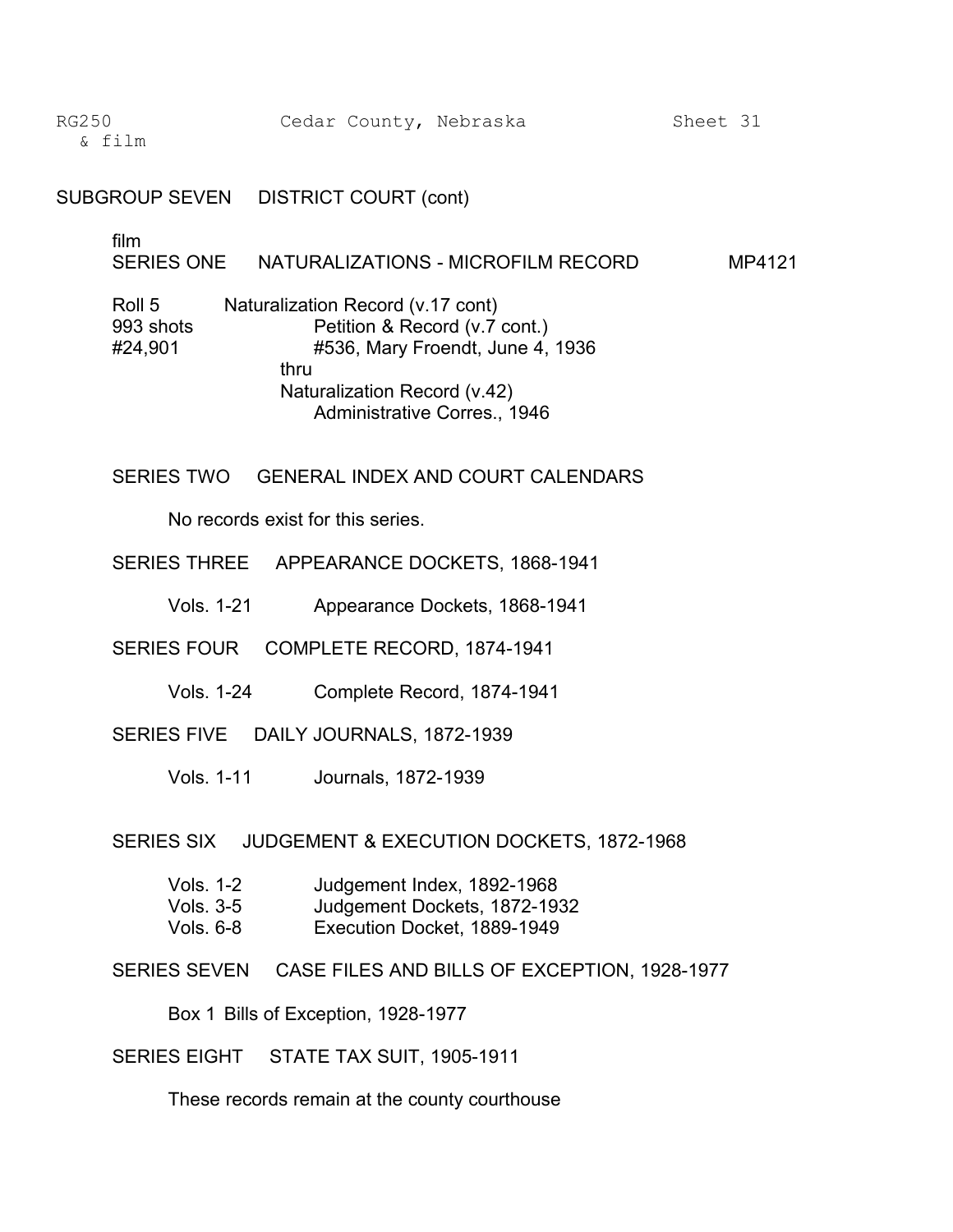RG250 & film — Cedar County, Nebraska — Sheet 31

## SUBGROUP SEVEN DISTRICT COURT (cont)

film

### SERIES ONE NATURALIZATIONS - MICROFILM RECORD MP4121

Roll 5
993 shots
#24,901

Naturalization Record (v.17 cont)
 Petition & Record (v.7 cont.)
 #536, Mary Froendt, June 4, 1936
thru
Naturalization Record (v.42)
 Administrative Corres., 1946

### SERIES TWO GENERAL INDEX AND COURT CALENDARS

No records exist for this series.

### SERIES THREE APPEARANCE DOCKETS, 1868-1941

Vols. 1-21 Appearance Dockets, 1868-1941

### SERIES FOUR COMPLETE RECORD, 1874-1941

Vols. 1-24 Complete Record, 1874-1941

### SERIES FIVE DAILY JOURNALS, 1872-1939

Vols. 1-11 Journals, 1872-1939

### SERIES SIX JUDGEMENT & EXECUTION DOCKETS, 1872-1968

Vols. 1-2 Judgement Index, 1892-1968
Vols. 3-5 Judgement Dockets, 1872-1932
Vols. 6-8 Execution Docket, 1889-1949

### SERIES SEVEN CASE FILES AND BILLS OF EXCEPTION, 1928-1977

Box 1 Bills of Exception, 1928-1977

### SERIES EIGHT STATE TAX SUIT, 1905-1911

These records remain at the county courthouse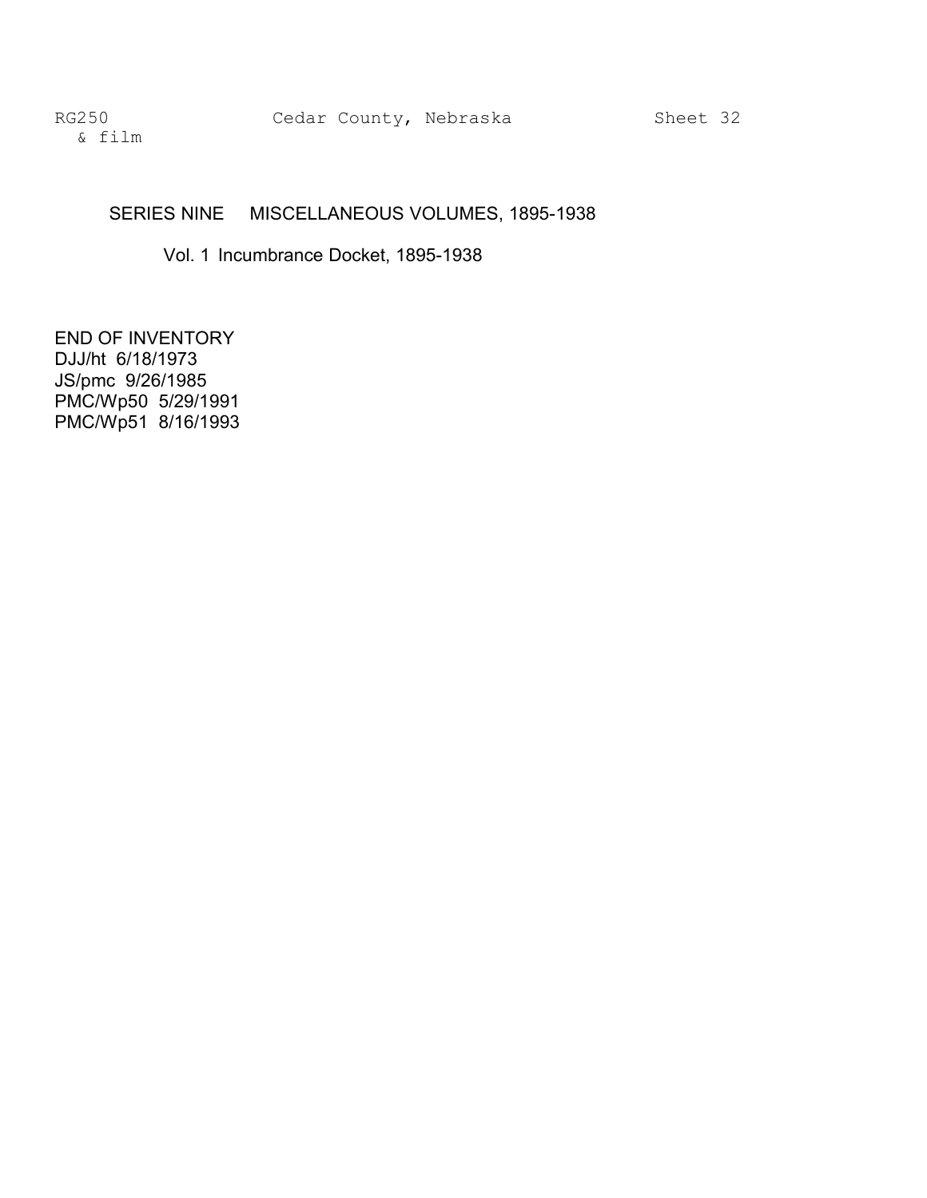## SERIES NINE MISCELLANEOUS VOLUMES, 1895-1938

Vol. 1 Incumbrance Docket, 1895-1938

END OF INVENTORY
DJJ/ht 6/18/1973
JS/pmc 9/26/1985
PMC/Wp50 5/29/1991
PMC/Wp51 8/16/1993